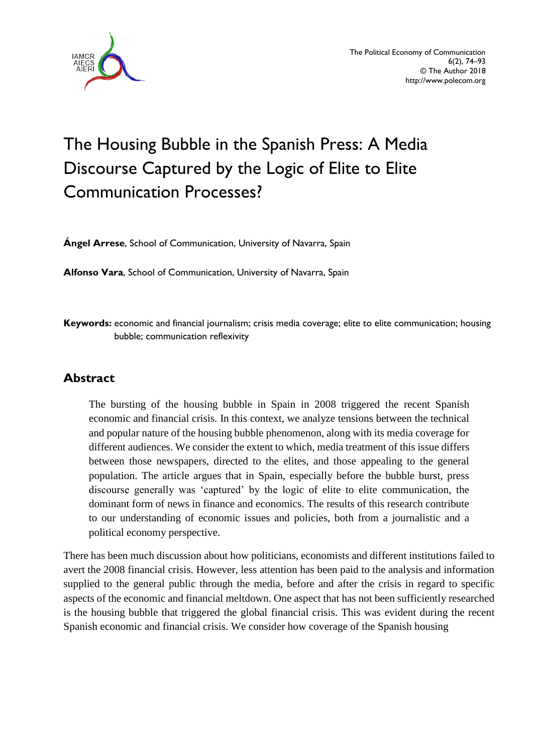# The Housing Bubble in the Spanish Press: A Media Discourse Captured by the Logic of Elite to Elite Communication Processes?

**Ángel Arrese**, School of Communication, University of Navarra, Spain

**Alfonso Vara**, School of Communication, University of Navarra, Spain

**Keywords:** economic and financial journalism; crisis media coverage; elite to elite communication; housing bubble; communication reflexivity

## Abstract

> The bursting of the housing bubble in Spain in 2008 triggered the recent Spanish economic and financial crisis. In this context, we analyze tensions between the technical and popular nature of the housing bubble phenomenon, along with its media coverage for different audiences. We consider the extent to which, media treatment of this issue differs between those newspapers, directed to the elites, and those appealing to the general population. The article argues that in Spain, especially before the bubble burst, press discourse generally was 'captured' by the logic of elite to elite communication, the dominant form of news in finance and economics. The results of this research contribute to our understanding of economic issues and policies, both from a journalistic and a political economy perspective.

There has been much discussion about how politicians, economists and different institutions failed to avert the 2008 financial crisis. However, less attention has been paid to the analysis and information supplied to the general public through the media, before and after the crisis in regard to specific aspects of the economic and financial meltdown. One aspect that has not been sufficiently researched is the housing bubble that triggered the global financial crisis. This was evident during the recent Spanish economic and financial crisis. We consider how coverage of the Spanish housing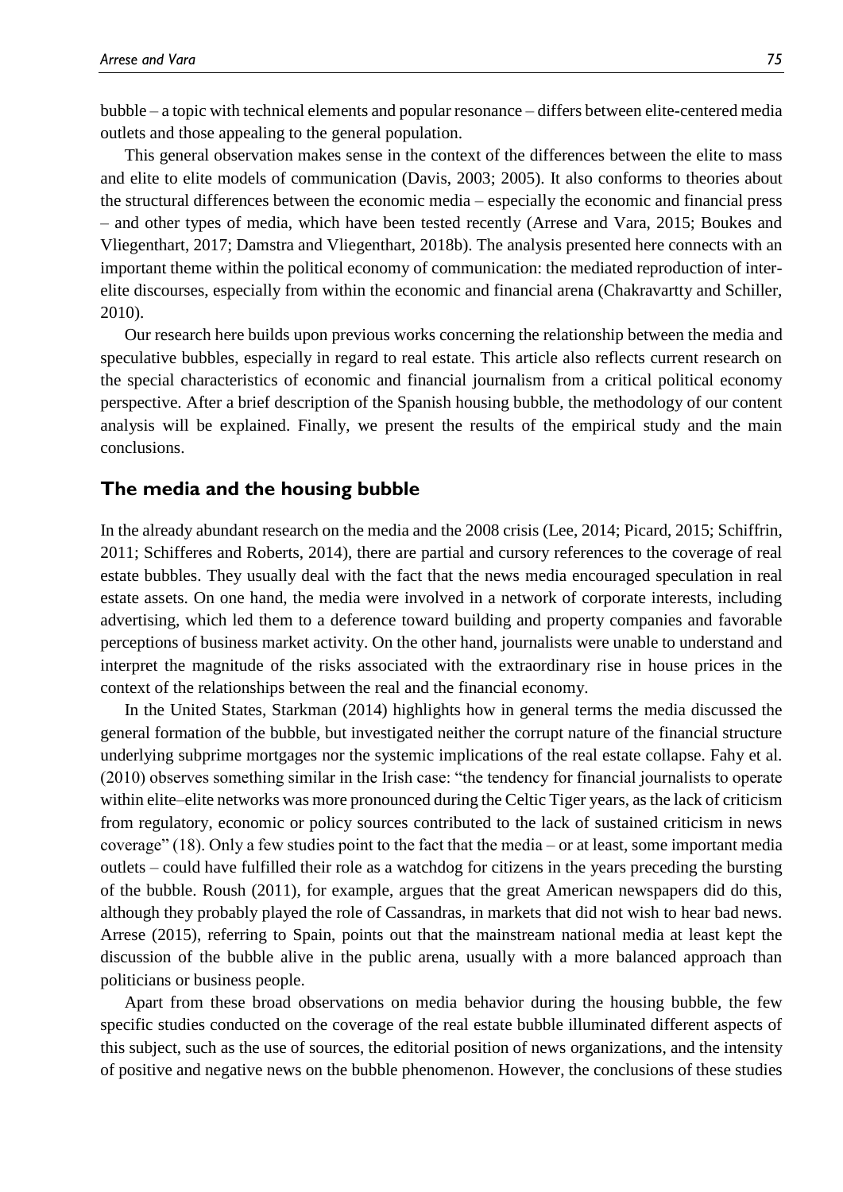bubble – a topic with technical elements and popular resonance – differs between elite-centered media outlets and those appealing to the general population.

This general observation makes sense in the context of the differences between the elite to mass and elite to elite models of communication (Davis, 2003; 2005). It also conforms to theories about the structural differences between the economic media – especially the economic and financial press – and other types of media, which have been tested recently (Arrese and Vara, 2015; Boukes and Vliegenthart, 2017; Damstra and Vliegenthart, 2018b). The analysis presented here connects with an important theme within the political economy of communication: the mediated reproduction of inter-elite discourses, especially from within the economic and financial arena (Chakravartty and Schiller, 2010).

Our research here builds upon previous works concerning the relationship between the media and speculative bubbles, especially in regard to real estate. This article also reflects current research on the special characteristics of economic and financial journalism from a critical political economy perspective. After a brief description of the Spanish housing bubble, the methodology of our content analysis will be explained. Finally, we present the results of the empirical study and the main conclusions.

## The media and the housing bubble

In the already abundant research on the media and the 2008 crisis (Lee, 2014; Picard, 2015; Schiffrin, 2011; Schifferes and Roberts, 2014), there are partial and cursory references to the coverage of real estate bubbles. They usually deal with the fact that the news media encouraged speculation in real estate assets. On one hand, the media were involved in a network of corporate interests, including advertising, which led them to a deference toward building and property companies and favorable perceptions of business market activity. On the other hand, journalists were unable to understand and interpret the magnitude of the risks associated with the extraordinary rise in house prices in the context of the relationships between the real and the financial economy.

In the United States, Starkman (2014) highlights how in general terms the media discussed the general formation of the bubble, but investigated neither the corrupt nature of the financial structure underlying subprime mortgages nor the systemic implications of the real estate collapse. Fahy et al. (2010) observes something similar in the Irish case: "the tendency for financial journalists to operate within elite–elite networks was more pronounced during the Celtic Tiger years, as the lack of criticism from regulatory, economic or policy sources contributed to the lack of sustained criticism in news coverage" (18). Only a few studies point to the fact that the media – or at least, some important media outlets – could have fulfilled their role as a watchdog for citizens in the years preceding the bursting of the bubble. Roush (2011), for example, argues that the great American newspapers did do this, although they probably played the role of Cassandras, in markets that did not wish to hear bad news. Arrese (2015), referring to Spain, points out that the mainstream national media at least kept the discussion of the bubble alive in the public arena, usually with a more balanced approach than politicians or business people.

Apart from these broad observations on media behavior during the housing bubble, the few specific studies conducted on the coverage of the real estate bubble illuminated different aspects of this subject, such as the use of sources, the editorial position of news organizations, and the intensity of positive and negative news on the bubble phenomenon. However, the conclusions of these studies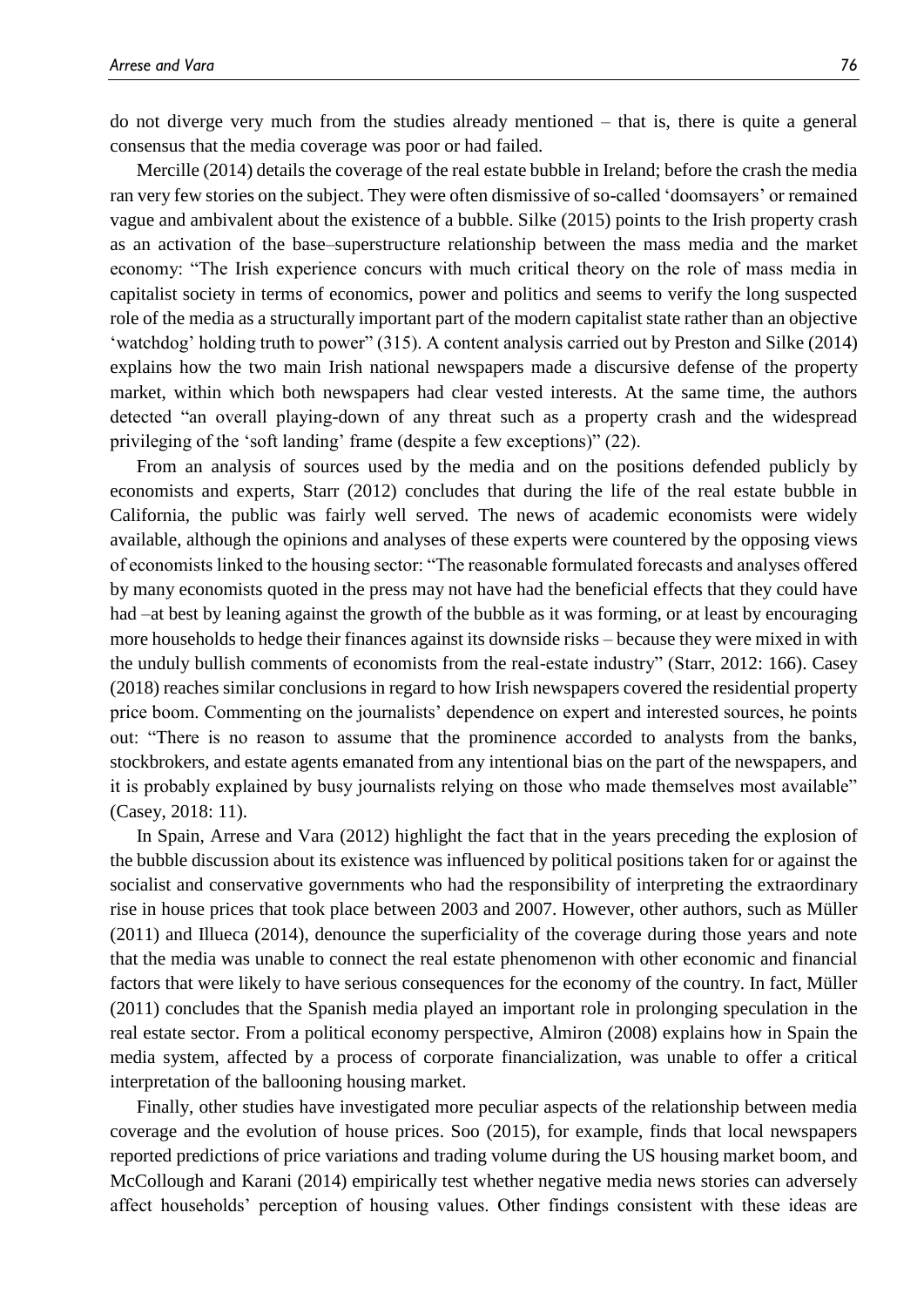do not diverge very much from the studies already mentioned – that is, there is quite a general consensus that the media coverage was poor or had failed.

Mercille (2014) details the coverage of the real estate bubble in Ireland; before the crash the media ran very few stories on the subject. They were often dismissive of so-called 'doomsayers' or remained vague and ambivalent about the existence of a bubble. Silke (2015) points to the Irish property crash as an activation of the base–superstructure relationship between the mass media and the market economy: "The Irish experience concurs with much critical theory on the role of mass media in capitalist society in terms of economics, power and politics and seems to verify the long suspected role of the media as a structurally important part of the modern capitalist state rather than an objective 'watchdog' holding truth to power" (315). A content analysis carried out by Preston and Silke (2014) explains how the two main Irish national newspapers made a discursive defense of the property market, within which both newspapers had clear vested interests. At the same time, the authors detected "an overall playing-down of any threat such as a property crash and the widespread privileging of the 'soft landing' frame (despite a few exceptions)" (22).

From an analysis of sources used by the media and on the positions defended publicly by economists and experts, Starr (2012) concludes that during the life of the real estate bubble in California, the public was fairly well served. The news of academic economists were widely available, although the opinions and analyses of these experts were countered by the opposing views of economists linked to the housing sector: "The reasonable formulated forecasts and analyses offered by many economists quoted in the press may not have had the beneficial effects that they could have had –at best by leaning against the growth of the bubble as it was forming, or at least by encouraging more households to hedge their finances against its downside risks – because they were mixed in with the unduly bullish comments of economists from the real-estate industry" (Starr, 2012: 166). Casey (2018) reaches similar conclusions in regard to how Irish newspapers covered the residential property price boom. Commenting on the journalists' dependence on expert and interested sources, he points out: "There is no reason to assume that the prominence accorded to analysts from the banks, stockbrokers, and estate agents emanated from any intentional bias on the part of the newspapers, and it is probably explained by busy journalists relying on those who made themselves most available" (Casey, 2018: 11).

In Spain, Arrese and Vara (2012) highlight the fact that in the years preceding the explosion of the bubble discussion about its existence was influenced by political positions taken for or against the socialist and conservative governments who had the responsibility of interpreting the extraordinary rise in house prices that took place between 2003 and 2007. However, other authors, such as Müller (2011) and Illueca (2014), denounce the superficiality of the coverage during those years and note that the media was unable to connect the real estate phenomenon with other economic and financial factors that were likely to have serious consequences for the economy of the country. In fact, Müller (2011) concludes that the Spanish media played an important role in prolonging speculation in the real estate sector. From a political economy perspective, Almiron (2008) explains how in Spain the media system, affected by a process of corporate financialization, was unable to offer a critical interpretation of the ballooning housing market.

Finally, other studies have investigated more peculiar aspects of the relationship between media coverage and the evolution of house prices. Soo (2015), for example, finds that local newspapers reported predictions of price variations and trading volume during the US housing market boom, and McCollough and Karani (2014) empirically test whether negative media news stories can adversely affect households' perception of housing values. Other findings consistent with these ideas are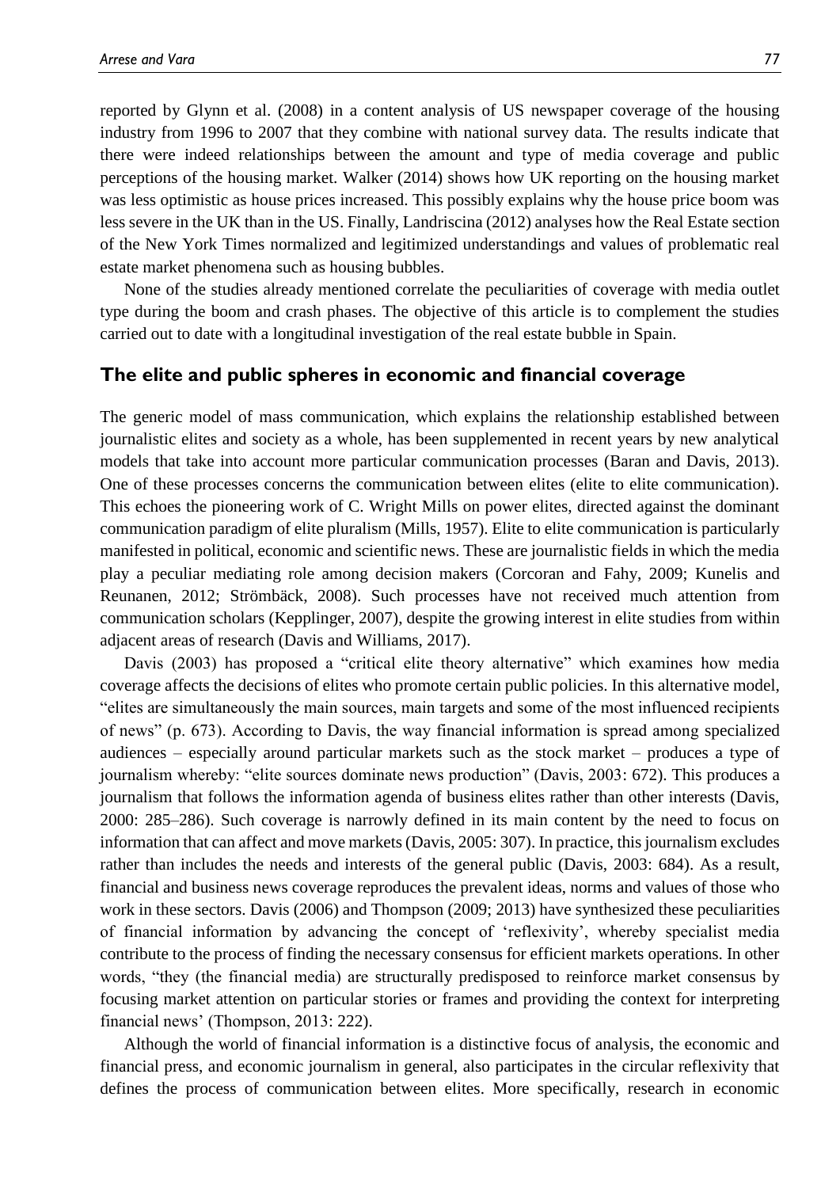reported by Glynn et al. (2008) in a content analysis of US newspaper coverage of the housing industry from 1996 to 2007 that they combine with national survey data. The results indicate that there were indeed relationships between the amount and type of media coverage and public perceptions of the housing market. Walker (2014) shows how UK reporting on the housing market was less optimistic as house prices increased. This possibly explains why the house price boom was less severe in the UK than in the US. Finally, Landriscina (2012) analyses how the Real Estate section of the New York Times normalized and legitimized understandings and values of problematic real estate market phenomena such as housing bubbles.

None of the studies already mentioned correlate the peculiarities of coverage with media outlet type during the boom and crash phases. The objective of this article is to complement the studies carried out to date with a longitudinal investigation of the real estate bubble in Spain.

## The elite and public spheres in economic and financial coverage

The generic model of mass communication, which explains the relationship established between journalistic elites and society as a whole, has been supplemented in recent years by new analytical models that take into account more particular communication processes (Baran and Davis, 2013). One of these processes concerns the communication between elites (elite to elite communication). This echoes the pioneering work of C. Wright Mills on power elites, directed against the dominant communication paradigm of elite pluralism (Mills, 1957). Elite to elite communication is particularly manifested in political, economic and scientific news. These are journalistic fields in which the media play a peculiar mediating role among decision makers (Corcoran and Fahy, 2009; Kunelis and Reunanen, 2012; Strömbäck, 2008). Such processes have not received much attention from communication scholars (Kepplinger, 2007), despite the growing interest in elite studies from within adjacent areas of research (Davis and Williams, 2017).

Davis (2003) has proposed a "critical elite theory alternative" which examines how media coverage affects the decisions of elites who promote certain public policies. In this alternative model, "elites are simultaneously the main sources, main targets and some of the most influenced recipients of news" (p. 673). According to Davis, the way financial information is spread among specialized audiences – especially around particular markets such as the stock market – produces a type of journalism whereby: "elite sources dominate news production" (Davis, 2003: 672). This produces a journalism that follows the information agenda of business elites rather than other interests (Davis, 2000: 285–286). Such coverage is narrowly defined in its main content by the need to focus on information that can affect and move markets (Davis, 2005: 307). In practice, this journalism excludes rather than includes the needs and interests of the general public (Davis, 2003: 684). As a result, financial and business news coverage reproduces the prevalent ideas, norms and values of those who work in these sectors. Davis (2006) and Thompson (2009; 2013) have synthesized these peculiarities of financial information by advancing the concept of 'reflexivity', whereby specialist media contribute to the process of finding the necessary consensus for efficient markets operations. In other words, "they (the financial media) are structurally predisposed to reinforce market consensus by focusing market attention on particular stories or frames and providing the context for interpreting financial news' (Thompson, 2013: 222).

Although the world of financial information is a distinctive focus of analysis, the economic and financial press, and economic journalism in general, also participates in the circular reflexivity that defines the process of communication between elites. More specifically, research in economic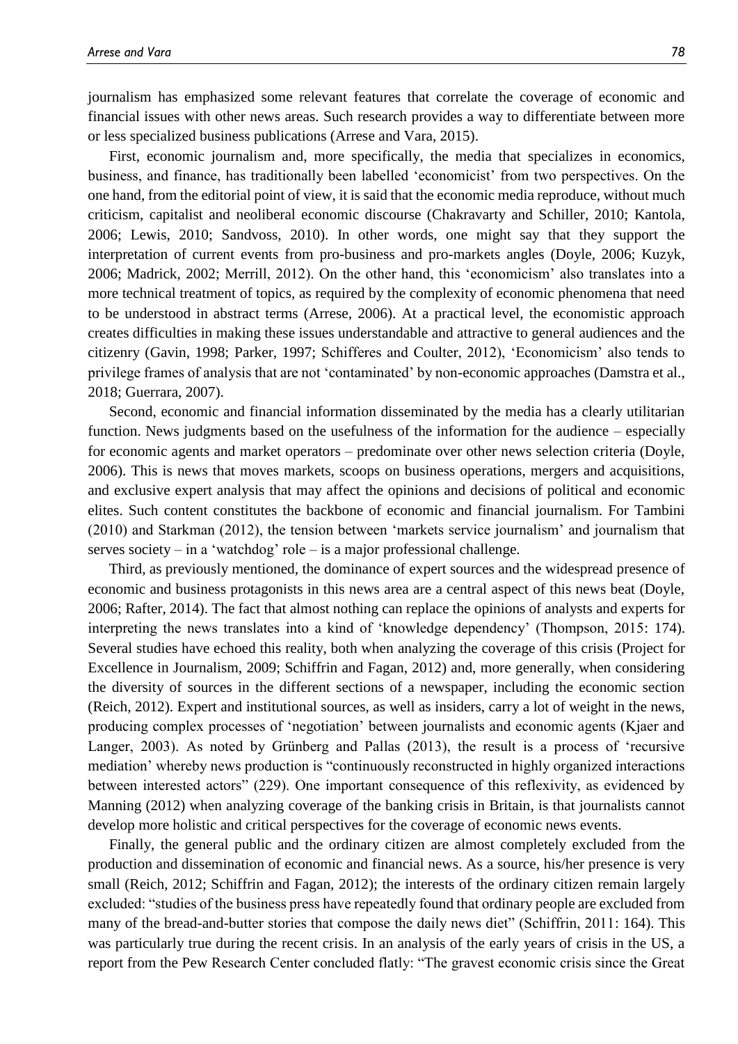journalism has emphasized some relevant features that correlate the coverage of economic and financial issues with other news areas. Such research provides a way to differentiate between more or less specialized business publications (Arrese and Vara, 2015).

First, economic journalism and, more specifically, the media that specializes in economics, business, and finance, has traditionally been labelled 'economicist' from two perspectives. On the one hand, from the editorial point of view, it is said that the economic media reproduce, without much criticism, capitalist and neoliberal economic discourse (Chakravarty and Schiller, 2010; Kantola, 2006; Lewis, 2010; Sandvoss, 2010). In other words, one might say that they support the interpretation of current events from pro-business and pro-markets angles (Doyle, 2006; Kuzyk, 2006; Madrick, 2002; Merrill, 2012). On the other hand, this 'economicism' also translates into a more technical treatment of topics, as required by the complexity of economic phenomena that need to be understood in abstract terms (Arrese, 2006). At a practical level, the economistic approach creates difficulties in making these issues understandable and attractive to general audiences and the citizenry (Gavin, 1998; Parker, 1997; Schifferes and Coulter, 2012), 'Economicism' also tends to privilege frames of analysis that are not 'contaminated' by non-economic approaches (Damstra et al., 2018; Guerrara, 2007).

Second, economic and financial information disseminated by the media has a clearly utilitarian function. News judgments based on the usefulness of the information for the audience – especially for economic agents and market operators – predominate over other news selection criteria (Doyle, 2006). This is news that moves markets, scoops on business operations, mergers and acquisitions, and exclusive expert analysis that may affect the opinions and decisions of political and economic elites. Such content constitutes the backbone of economic and financial journalism. For Tambini (2010) and Starkman (2012), the tension between 'markets service journalism' and journalism that serves society – in a 'watchdog' role – is a major professional challenge.

Third, as previously mentioned, the dominance of expert sources and the widespread presence of economic and business protagonists in this news area are a central aspect of this news beat (Doyle, 2006; Rafter, 2014). The fact that almost nothing can replace the opinions of analysts and experts for interpreting the news translates into a kind of 'knowledge dependency' (Thompson, 2015: 174). Several studies have echoed this reality, both when analyzing the coverage of this crisis (Project for Excellence in Journalism, 2009; Schiffrin and Fagan, 2012) and, more generally, when considering the diversity of sources in the different sections of a newspaper, including the economic section (Reich, 2012). Expert and institutional sources, as well as insiders, carry a lot of weight in the news, producing complex processes of 'negotiation' between journalists and economic agents (Kjaer and Langer, 2003). As noted by Grünberg and Pallas (2013), the result is a process of 'recursive mediation' whereby news production is "continuously reconstructed in highly organized interactions between interested actors" (229). One important consequence of this reflexivity, as evidenced by Manning (2012) when analyzing coverage of the banking crisis in Britain, is that journalists cannot develop more holistic and critical perspectives for the coverage of economic news events.

Finally, the general public and the ordinary citizen are almost completely excluded from the production and dissemination of economic and financial news. As a source, his/her presence is very small (Reich, 2012; Schiffrin and Fagan, 2012); the interests of the ordinary citizen remain largely excluded: "studies of the business press have repeatedly found that ordinary people are excluded from many of the bread-and-butter stories that compose the daily news diet" (Schiffrin, 2011: 164). This was particularly true during the recent crisis. In an analysis of the early years of crisis in the US, a report from the Pew Research Center concluded flatly: "The gravest economic crisis since the Great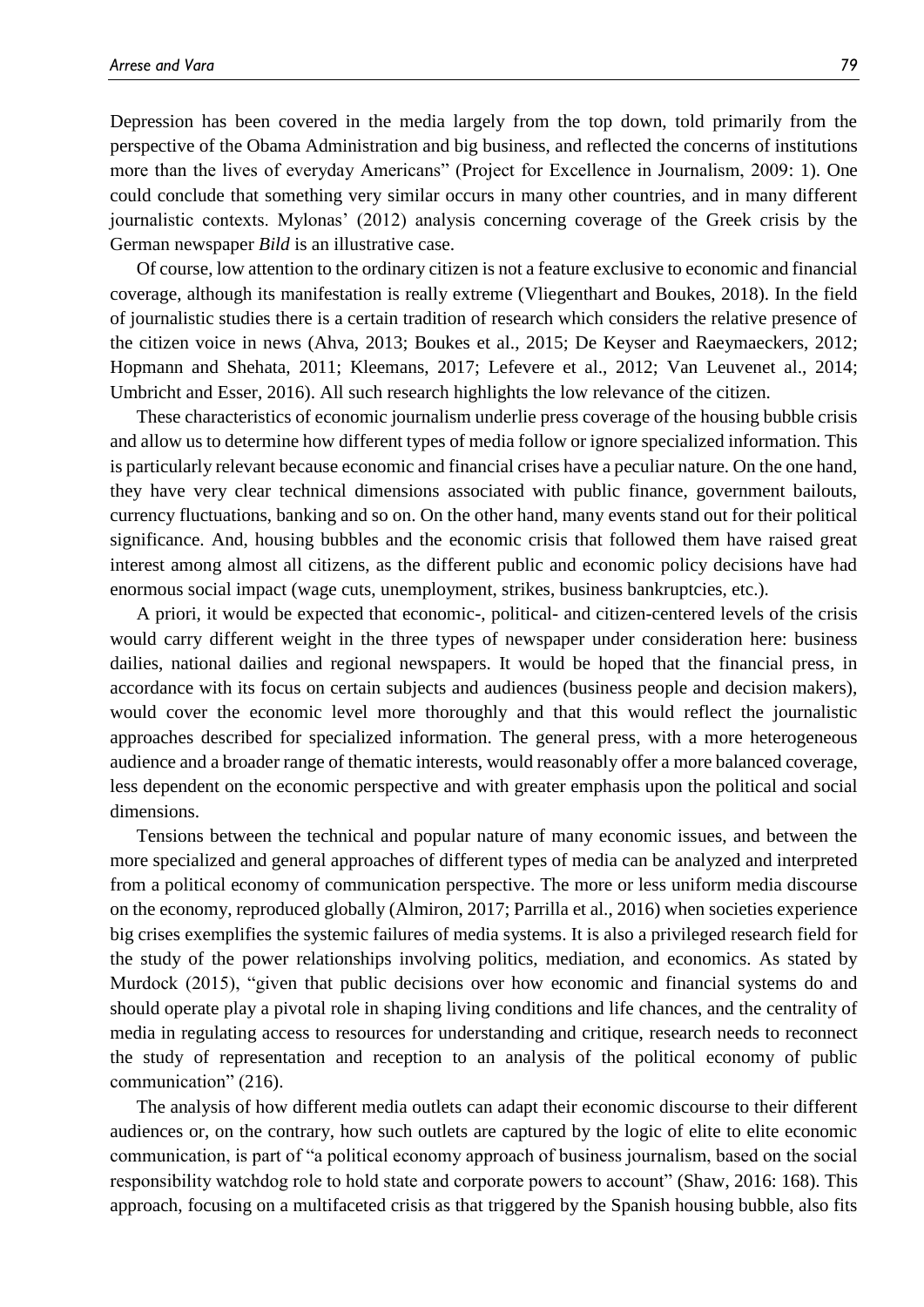Depression has been covered in the media largely from the top down, told primarily from the perspective of the Obama Administration and big business, and reflected the concerns of institutions more than the lives of everyday Americans" (Project for Excellence in Journalism, 2009: 1). One could conclude that something very similar occurs in many other countries, and in many different journalistic contexts. Mylonas' (2012) analysis concerning coverage of the Greek crisis by the German newspaper *Bild* is an illustrative case.

Of course, low attention to the ordinary citizen is not a feature exclusive to economic and financial coverage, although its manifestation is really extreme (Vliegenthart and Boukes, 2018). In the field of journalistic studies there is a certain tradition of research which considers the relative presence of the citizen voice in news (Ahva, 2013; Boukes et al., 2015; De Keyser and Raeymaeckers, 2012; Hopmann and Shehata, 2011; Kleemans, 2017; Lefevere et al., 2012; Van Leuvenet al., 2014; Umbricht and Esser, 2016). All such research highlights the low relevance of the citizen.

These characteristics of economic journalism underlie press coverage of the housing bubble crisis and allow us to determine how different types of media follow or ignore specialized information. This is particularly relevant because economic and financial crises have a peculiar nature. On the one hand, they have very clear technical dimensions associated with public finance, government bailouts, currency fluctuations, banking and so on. On the other hand, many events stand out for their political significance. And, housing bubbles and the economic crisis that followed them have raised great interest among almost all citizens, as the different public and economic policy decisions have had enormous social impact (wage cuts, unemployment, strikes, business bankruptcies, etc.).

A priori, it would be expected that economic-, political- and citizen-centered levels of the crisis would carry different weight in the three types of newspaper under consideration here: business dailies, national dailies and regional newspapers. It would be hoped that the financial press, in accordance with its focus on certain subjects and audiences (business people and decision makers), would cover the economic level more thoroughly and that this would reflect the journalistic approaches described for specialized information. The general press, with a more heterogeneous audience and a broader range of thematic interests, would reasonably offer a more balanced coverage, less dependent on the economic perspective and with greater emphasis upon the political and social dimensions.

Tensions between the technical and popular nature of many economic issues, and between the more specialized and general approaches of different types of media can be analyzed and interpreted from a political economy of communication perspective. The more or less uniform media discourse on the economy, reproduced globally (Almiron, 2017; Parrilla et al., 2016) when societies experience big crises exemplifies the systemic failures of media systems. It is also a privileged research field for the study of the power relationships involving politics, mediation, and economics. As stated by Murdock (2015), "given that public decisions over how economic and financial systems do and should operate play a pivotal role in shaping living conditions and life chances, and the centrality of media in regulating access to resources for understanding and critique, research needs to reconnect the study of representation and reception to an analysis of the political economy of public communication" (216).

The analysis of how different media outlets can adapt their economic discourse to their different audiences or, on the contrary, how such outlets are captured by the logic of elite to elite economic communication, is part of "a political economy approach of business journalism, based on the social responsibility watchdog role to hold state and corporate powers to account" (Shaw, 2016: 168). This approach, focusing on a multifaceted crisis as that triggered by the Spanish housing bubble, also fits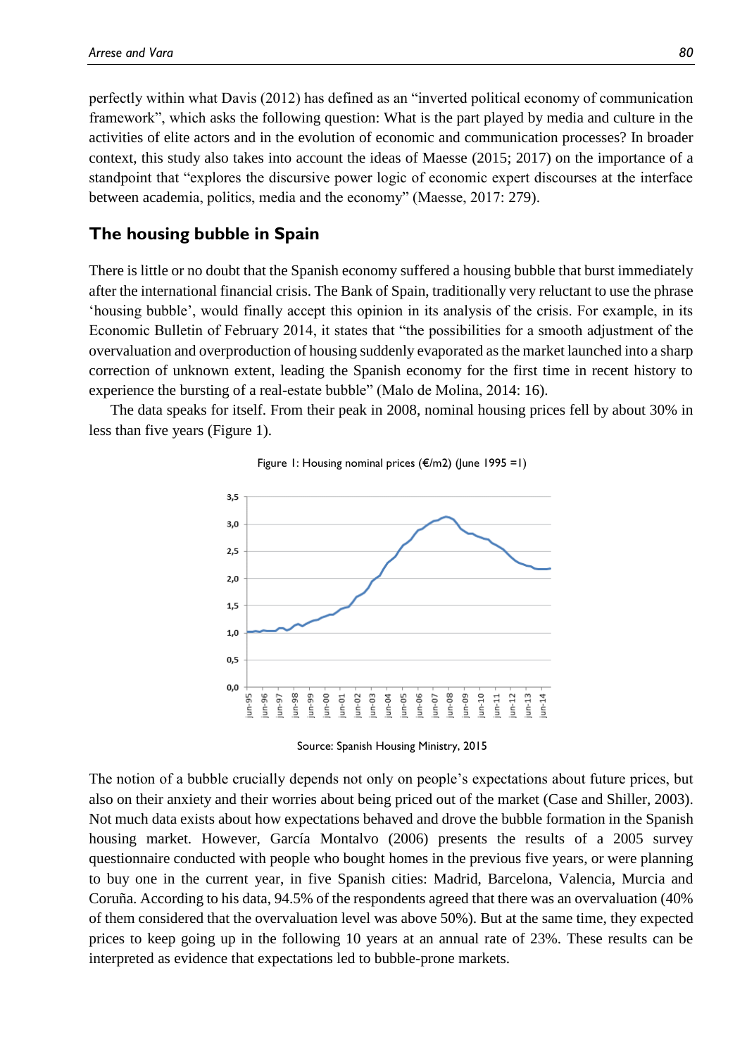perfectly within what Davis (2012) has defined as an "inverted political economy of communication framework", which asks the following question: What is the part played by media and culture in the activities of elite actors and in the evolution of economic and communication processes? In broader context, this study also takes into account the ideas of Maesse (2015; 2017) on the importance of a standpoint that "explores the discursive power logic of economic expert discourses at the interface between academia, politics, media and the economy" (Maesse, 2017: 279).

## The housing bubble in Spain

There is little or no doubt that the Spanish economy suffered a housing bubble that burst immediately after the international financial crisis. The Bank of Spain, traditionally very reluctant to use the phrase 'housing bubble', would finally accept this opinion in its analysis of the crisis. For example, in its Economic Bulletin of February 2014, it states that "the possibilities for a smooth adjustment of the overvaluation and overproduction of housing suddenly evaporated as the market launched into a sharp correction of unknown extent, leading the Spanish economy for the first time in recent history to experience the bursting of a real-estate bubble" (Malo de Molina, 2014: 16).

The data speaks for itself. From their peak in 2008, nominal housing prices fell by about 30% in less than five years (Figure 1).

Figure 1: Housing nominal prices (€/m2) (June 1995 =1)

Source: Spanish Housing Ministry, 2015

The notion of a bubble crucially depends not only on people's expectations about future prices, but also on their anxiety and their worries about being priced out of the market (Case and Shiller, 2003). Not much data exists about how expectations behaved and drove the bubble formation in the Spanish housing market. However, García Montalvo (2006) presents the results of a 2005 survey questionnaire conducted with people who bought homes in the previous five years, or were planning to buy one in the current year, in five Spanish cities: Madrid, Barcelona, Valencia, Murcia and Coruña. According to his data, 94.5% of the respondents agreed that there was an overvaluation (40% of them considered that the overvaluation level was above 50%). But at the same time, they expected prices to keep going up in the following 10 years at an annual rate of 23%. These results can be interpreted as evidence that expectations led to bubble-prone markets.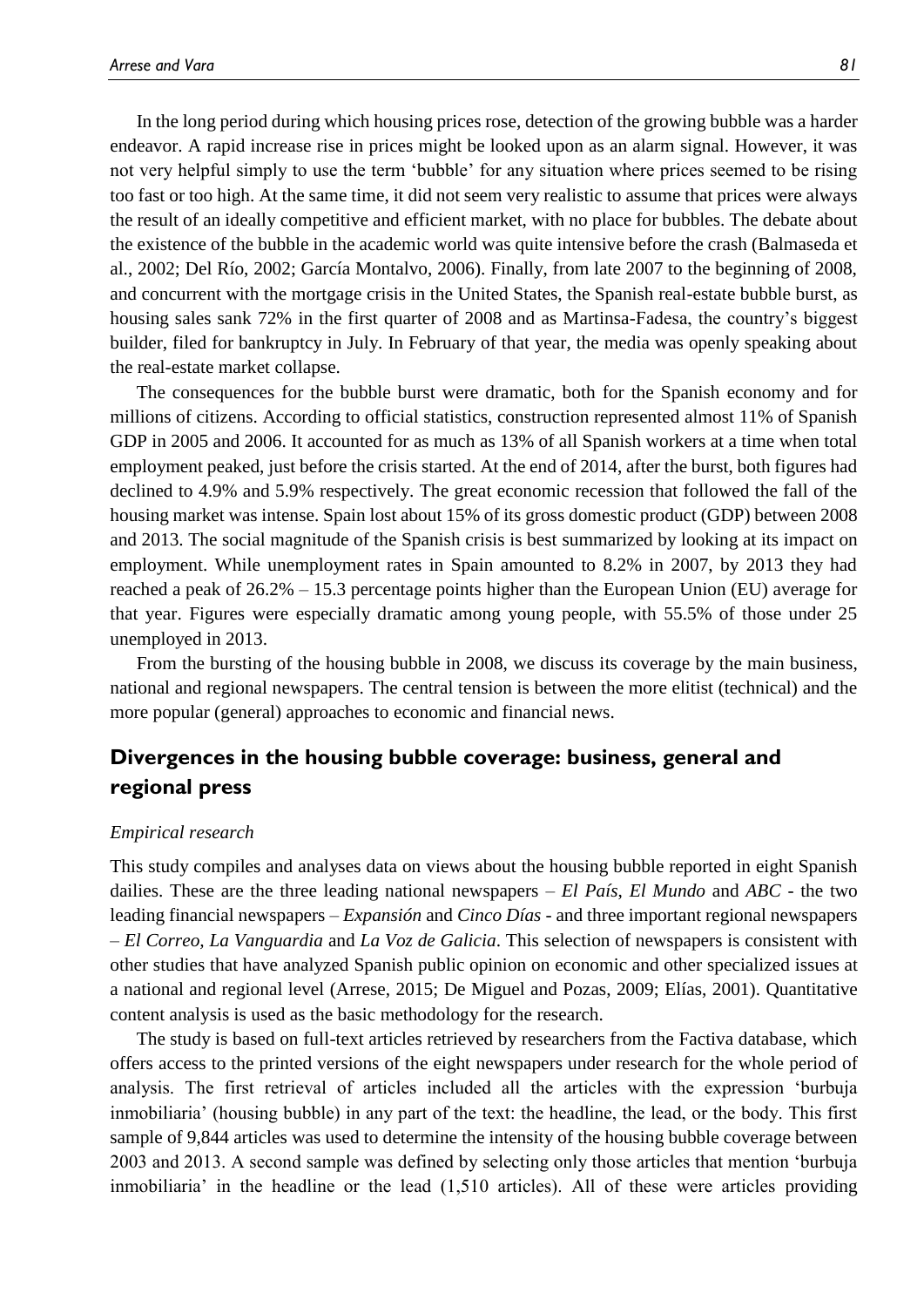In the long period during which housing prices rose, detection of the growing bubble was a harder endeavor. A rapid increase rise in prices might be looked upon as an alarm signal. However, it was not very helpful simply to use the term 'bubble' for any situation where prices seemed to be rising too fast or too high. At the same time, it did not seem very realistic to assume that prices were always the result of an ideally competitive and efficient market, with no place for bubbles. The debate about the existence of the bubble in the academic world was quite intensive before the crash (Balmaseda et al., 2002; Del Río, 2002; García Montalvo, 2006). Finally, from late 2007 to the beginning of 2008, and concurrent with the mortgage crisis in the United States, the Spanish real-estate bubble burst, as housing sales sank 72% in the first quarter of 2008 and as Martinsa-Fadesa, the country's biggest builder, filed for bankruptcy in July. In February of that year, the media was openly speaking about the real-estate market collapse.

The consequences for the bubble burst were dramatic, both for the Spanish economy and for millions of citizens. According to official statistics, construction represented almost 11% of Spanish GDP in 2005 and 2006. It accounted for as much as 13% of all Spanish workers at a time when total employment peaked, just before the crisis started. At the end of 2014, after the burst, both figures had declined to 4.9% and 5.9% respectively. The great economic recession that followed the fall of the housing market was intense. Spain lost about 15% of its gross domestic product (GDP) between 2008 and 2013. The social magnitude of the Spanish crisis is best summarized by looking at its impact on employment. While unemployment rates in Spain amounted to 8.2% in 2007, by 2013 they had reached a peak of 26.2% – 15.3 percentage points higher than the European Union (EU) average for that year. Figures were especially dramatic among young people, with 55.5% of those under 25 unemployed in 2013.

From the bursting of the housing bubble in 2008, we discuss its coverage by the main business, national and regional newspapers. The central tension is between the more elitist (technical) and the more popular (general) approaches to economic and financial news.

## Divergences in the housing bubble coverage: business, general and regional press

### *Empirical research*

This study compiles and analyses data on views about the housing bubble reported in eight Spanish dailies. These are the three leading national newspapers – *El País*, *El Mundo* and *ABC* - the two leading financial newspapers – *Expansión* and *Cinco Días* - and three important regional newspapers – *El Correo, La Vanguardia* and *La Voz de Galicia*. This selection of newspapers is consistent with other studies that have analyzed Spanish public opinion on economic and other specialized issues at a national and regional level (Arrese, 2015; De Miguel and Pozas, 2009; Elías, 2001). Quantitative content analysis is used as the basic methodology for the research.

The study is based on full-text articles retrieved by researchers from the Factiva database, which offers access to the printed versions of the eight newspapers under research for the whole period of analysis. The first retrieval of articles included all the articles with the expression 'burbuja inmobiliaria' (housing bubble) in any part of the text: the headline, the lead, or the body. This first sample of 9,844 articles was used to determine the intensity of the housing bubble coverage between 2003 and 2013. A second sample was defined by selecting only those articles that mention 'burbuja inmobiliaria' in the headline or the lead (1,510 articles). All of these were articles providing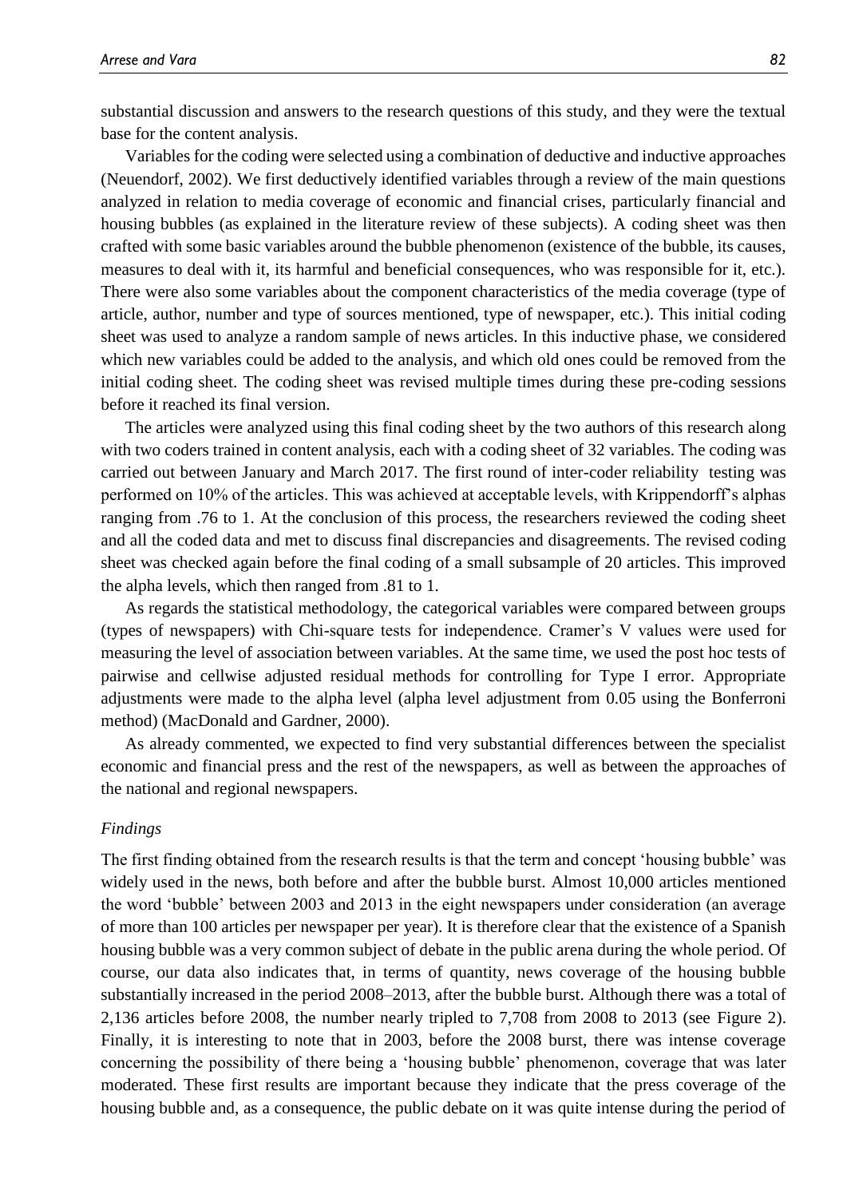substantial discussion and answers to the research questions of this study, and they were the textual base for the content analysis.

Variables for the coding were selected using a combination of deductive and inductive approaches (Neuendorf, 2002). We first deductively identified variables through a review of the main questions analyzed in relation to media coverage of economic and financial crises, particularly financial and housing bubbles (as explained in the literature review of these subjects). A coding sheet was then crafted with some basic variables around the bubble phenomenon (existence of the bubble, its causes, measures to deal with it, its harmful and beneficial consequences, who was responsible for it, etc.). There were also some variables about the component characteristics of the media coverage (type of article, author, number and type of sources mentioned, type of newspaper, etc.). This initial coding sheet was used to analyze a random sample of news articles. In this inductive phase, we considered which new variables could be added to the analysis, and which old ones could be removed from the initial coding sheet. The coding sheet was revised multiple times during these pre-coding sessions before it reached its final version.

The articles were analyzed using this final coding sheet by the two authors of this research along with two coders trained in content analysis, each with a coding sheet of 32 variables. The coding was carried out between January and March 2017. The first round of inter-coder reliability testing was performed on 10% of the articles. This was achieved at acceptable levels, with Krippendorff's alphas ranging from .76 to 1. At the conclusion of this process, the researchers reviewed the coding sheet and all the coded data and met to discuss final discrepancies and disagreements. The revised coding sheet was checked again before the final coding of a small subsample of 20 articles. This improved the alpha levels, which then ranged from .81 to 1.

As regards the statistical methodology, the categorical variables were compared between groups (types of newspapers) with Chi-square tests for independence. Cramer's V values were used for measuring the level of association between variables. At the same time, we used the post hoc tests of pairwise and cellwise adjusted residual methods for controlling for Type I error. Appropriate adjustments were made to the alpha level (alpha level adjustment from 0.05 using the Bonferroni method) (MacDonald and Gardner, 2000).

As already commented, we expected to find very substantial differences between the specialist economic and financial press and the rest of the newspapers, as well as between the approaches of the national and regional newspapers.

### *Findings*

The first finding obtained from the research results is that the term and concept 'housing bubble' was widely used in the news, both before and after the bubble burst. Almost 10,000 articles mentioned the word 'bubble' between 2003 and 2013 in the eight newspapers under consideration (an average of more than 100 articles per newspaper per year). It is therefore clear that the existence of a Spanish housing bubble was a very common subject of debate in the public arena during the whole period. Of course, our data also indicates that, in terms of quantity, news coverage of the housing bubble substantially increased in the period 2008–2013, after the bubble burst. Although there was a total of 2,136 articles before 2008, the number nearly tripled to 7,708 from 2008 to 2013 (see Figure 2). Finally, it is interesting to note that in 2003, before the 2008 burst, there was intense coverage concerning the possibility of there being a 'housing bubble' phenomenon, coverage that was later moderated. These first results are important because they indicate that the press coverage of the housing bubble and, as a consequence, the public debate on it was quite intense during the period of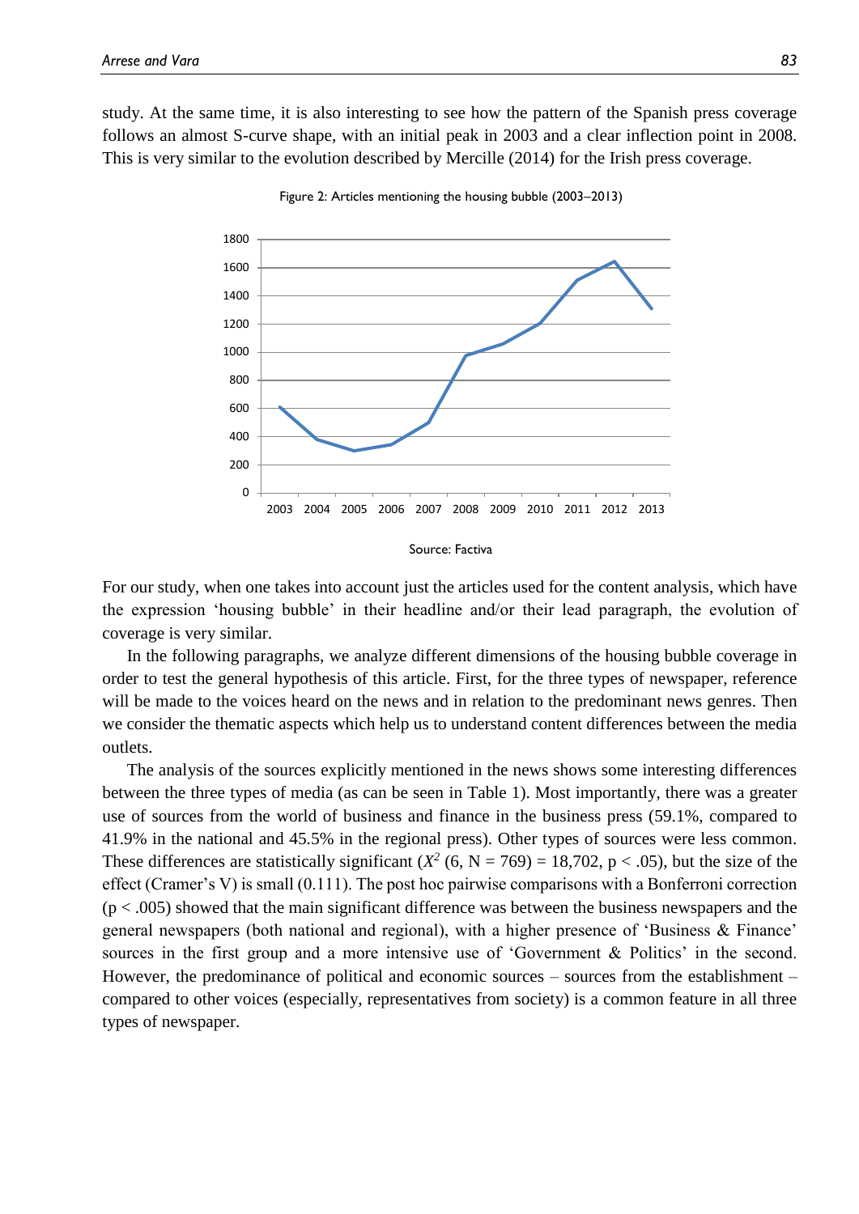study. At the same time, it is also interesting to see how the pattern of the Spanish press coverage follows an almost S-curve shape, with an initial peak in 2003 and a clear inflection point in 2008. This is very similar to the evolution described by Mercille (2014) for the Irish press coverage.

Figure 2: Articles mentioning the housing bubble (2003–2013)

Source: Factiva

For our study, when one takes into account just the articles used for the content analysis, which have the expression 'housing bubble' in their headline and/or their lead paragraph, the evolution of coverage is very similar.

In the following paragraphs, we analyze different dimensions of the housing bubble coverage in order to test the general hypothesis of this article. First, for the three types of newspaper, reference will be made to the voices heard on the news and in relation to the predominant news genres. Then we consider the thematic aspects which help us to understand content differences between the media outlets.

The analysis of the sources explicitly mentioned in the news shows some interesting differences between the three types of media (as can be seen in Table 1). Most importantly, there was a greater use of sources from the world of business and finance in the business press (59.1%, compared to 41.9% in the national and 45.5% in the regional press). Other types of sources were less common. These differences are statistically significant ($X^2$ (6, N = 769) = 18,702, $p < .05$), but the size of the effect (Cramer's V) is small (0.111). The post hoc pairwise comparisons with a Bonferroni correction ($p < .005$) showed that the main significant difference was between the business newspapers and the general newspapers (both national and regional), with a higher presence of 'Business & Finance' sources in the first group and a more intensive use of 'Government & Politics' in the second. However, the predominance of political and economic sources – sources from the establishment – compared to other voices (especially, representatives from society) is a common feature in all three types of newspaper.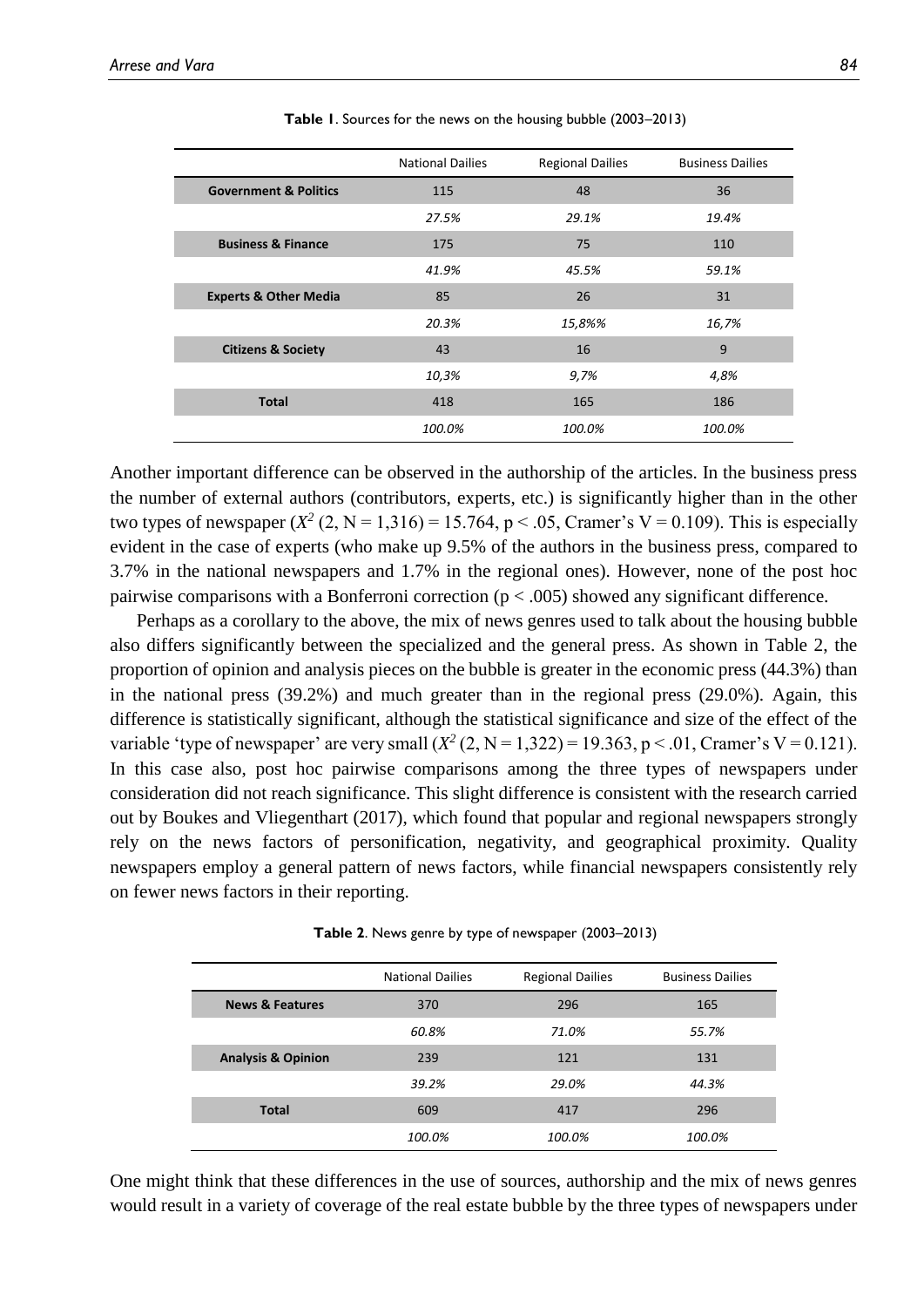**Table 1**. Sources for the news on the housing bubble (2003–2013)

| | National Dailies | Regional Dailies | Business Dailies |
|---|---|---|---|
| **Government & Politics** | 115 | 48 | 36 |
| | *27.5%* | *29.1%* | *19.4%* |
| **Business & Finance** | 175 | 75 | 110 |
| | *41.9%* | *45.5%* | *59.1%* |
| **Experts & Other Media** | 85 | 26 | 31 |
| | *20.3%* | *15,8%%* | *16,7%* |
| **Citizens & Society** | 43 | 16 | 9 |
| | *10,3%* | *9,7%* | *4,8%* |
| **Total** | 418 | 165 | 186 |
| | *100.0%* | *100.0%* | *100.0%* |

Another important difference can be observed in the authorship of the articles. In the business press the number of external authors (contributors, experts, etc.) is significantly higher than in the other two types of newspaper ($X^2$ (2, N = 1,316) = 15.764, $p < .05$, Cramer's V = 0.109). This is especially evident in the case of experts (who make up 9.5% of the authors in the business press, compared to 3.7% in the national newspapers and 1.7% in the regional ones). However, none of the post hoc pairwise comparisons with a Bonferroni correction ($p < .005$) showed any significant difference.

Perhaps as a corollary to the above, the mix of news genres used to talk about the housing bubble also differs significantly between the specialized and the general press. As shown in Table 2, the proportion of opinion and analysis pieces on the bubble is greater in the economic press (44.3%) than in the national press (39.2%) and much greater than in the regional press (29.0%). Again, this difference is statistically significant, although the statistical significance and size of the effect of the variable 'type of newspaper' are very small ($X^2$ (2, N = 1,322) = 19.363, $p < .01$, Cramer's V = 0.121). In this case also, post hoc pairwise comparisons among the three types of newspapers under consideration did not reach significance. This slight difference is consistent with the research carried out by Boukes and Vliegenthart (2017), which found that popular and regional newspapers strongly rely on the news factors of personification, negativity, and geographical proximity. Quality newspapers employ a general pattern of news factors, while financial newspapers consistently rely on fewer news factors in their reporting.

**Table 2**. News genre by type of newspaper (2003–2013)

| | National Dailies | Regional Dailies | Business Dailies |
|---|---|---|---|
| **News & Features** | 370 | 296 | 165 |
| | *60.8%* | *71.0%* | *55.7%* |
| **Analysis & Opinion** | 239 | 121 | 131 |
| | *39.2%* | *29.0%* | *44.3%* |
| **Total** | 609 | 417 | 296 |
| | *100.0%* | *100.0%* | *100.0%* |

One might think that these differences in the use of sources, authorship and the mix of news genres would result in a variety of coverage of the real estate bubble by the three types of newspapers under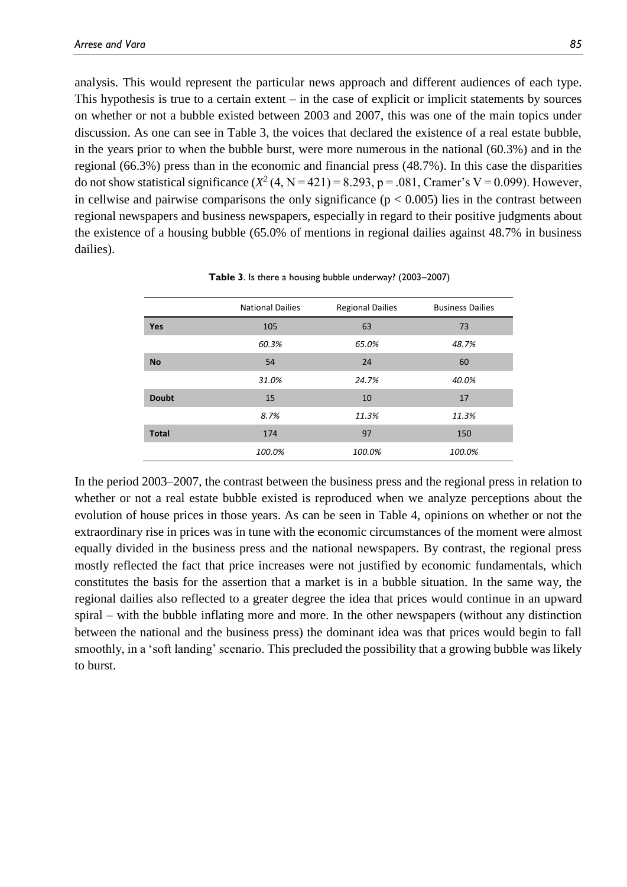analysis. This would represent the particular news approach and different audiences of each type. This hypothesis is true to a certain extent – in the case of explicit or implicit statements by sources on whether or not a bubble existed between 2003 and 2007, this was one of the main topics under discussion. As one can see in Table 3, the voices that declared the existence of a real estate bubble, in the years prior to when the bubble burst, were more numerous in the national (60.3%) and in the regional (66.3%) press than in the economic and financial press (48.7%). In this case the disparities do not show statistical significance ($X^2$ (4, N = 421) = 8.293, p = .081, Cramer's V = 0.099). However, in cellwise and pairwise comparisons the only significance ($p < 0.005$) lies in the contrast between regional newspapers and business newspapers, especially in regard to their positive judgments about the existence of a housing bubble (65.0% of mentions in regional dailies against 48.7% in business dailies).

**Table 3**. Is there a housing bubble underway? (2003–2007)

| | National Dailies | Regional Dailies | Business Dailies |
|---|---|---|---|
| **Yes** | 105 | 63 | 73 |
| | *60.3%* | *65.0%* | *48.7%* |
| **No** | 54 | 24 | 60 |
| | *31.0%* | *24.7%* | *40.0%* |
| **Doubt** | 15 | 10 | 17 |
| | *8.7%* | *11.3%* | *11.3%* |
| **Total** | 174 | 97 | 150 |
| | *100.0%* | *100.0%* | *100.0%* |

In the period 2003–2007, the contrast between the business press and the regional press in relation to whether or not a real estate bubble existed is reproduced when we analyze perceptions about the evolution of house prices in those years. As can be seen in Table 4, opinions on whether or not the extraordinary rise in prices was in tune with the economic circumstances of the moment were almost equally divided in the business press and the national newspapers. By contrast, the regional press mostly reflected the fact that price increases were not justified by economic fundamentals, which constitutes the basis for the assertion that a market is in a bubble situation. In the same way, the regional dailies also reflected to a greater degree the idea that prices would continue in an upward spiral – with the bubble inflating more and more. In the other newspapers (without any distinction between the national and the business press) the dominant idea was that prices would begin to fall smoothly, in a 'soft landing' scenario. This precluded the possibility that a growing bubble was likely to burst.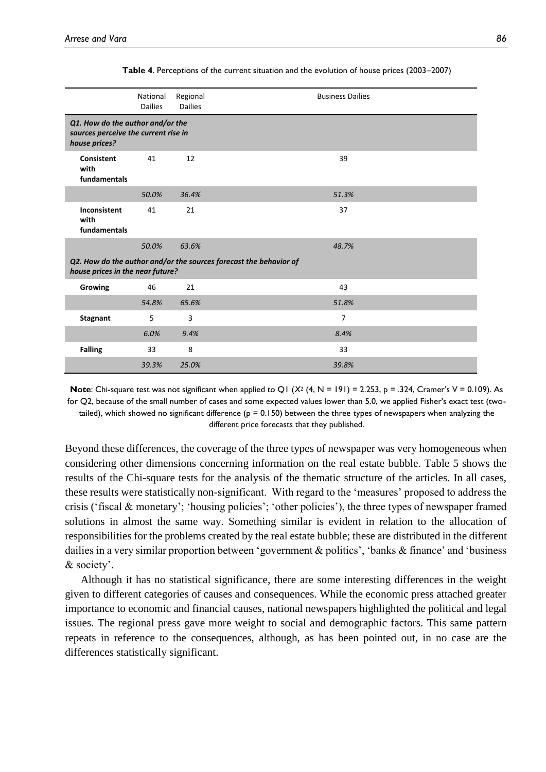**Table 4**. Perceptions of the current situation and the evolution of house prices (2003–2007)

| | National Dailies | Regional Dailies | Business Dailies |
|---|---|---|---|
| ***Q1. How do the author and/or the sources perceive the current rise in house prices?*** | | | |
| **Consistent with fundamentals** | 41 | 12 | 39 |
| | *50.0%* | *36.4%* | *51.3%* |
| **Inconsistent with fundamentals** | 41 | 21 | 37 |
| | *50.0%* | *63.6%* | *48.7%* |
| ***Q2. How do the author and/or the sources forecast the behavior of house prices in the near future?*** | | | |
| **Growing** | 46 | 21 | 43 |
| | *54.8%* | *65.6%* | *51.8%* |
| **Stagnant** | 5 | 3 | 7 |
| | *6.0%* | *9.4%* | *8.4%* |
| **Falling** | 33 | 8 | 33 |
| | *39.3%* | *25.0%* | *39.8%* |

**Note**: Chi-square test was not significant when applied to Q1 ($X^2$ (4, N = 191) = 2.253, p = .324, Cramer's V = 0.109). As for Q2, because of the small number of cases and some expected values lower than 5.0, we applied Fisher's exact test (two-tailed), which showed no significant difference (p = 0.150) between the three types of newspapers when analyzing the different price forecasts that they published.

Beyond these differences, the coverage of the three types of newspaper was very homogeneous when considering other dimensions concerning information on the real estate bubble. Table 5 shows the results of the Chi-square tests for the analysis of the thematic structure of the articles. In all cases, these results were statistically non-significant. With regard to the 'measures' proposed to address the crisis ('fiscal & monetary'; 'housing policies'; 'other policies'), the three types of newspaper framed solutions in almost the same way. Something similar is evident in relation to the allocation of responsibilities for the problems created by the real estate bubble; these are distributed in the different dailies in a very similar proportion between 'government & politics', 'banks & finance' and 'business & society'.

Although it has no statistical significance, there are some interesting differences in the weight given to different categories of causes and consequences. While the economic press attached greater importance to economic and financial causes, national newspapers highlighted the political and legal issues. The regional press gave more weight to social and demographic factors. This same pattern repeats in reference to the consequences, although, as has been pointed out, in no case are the differences statistically significant.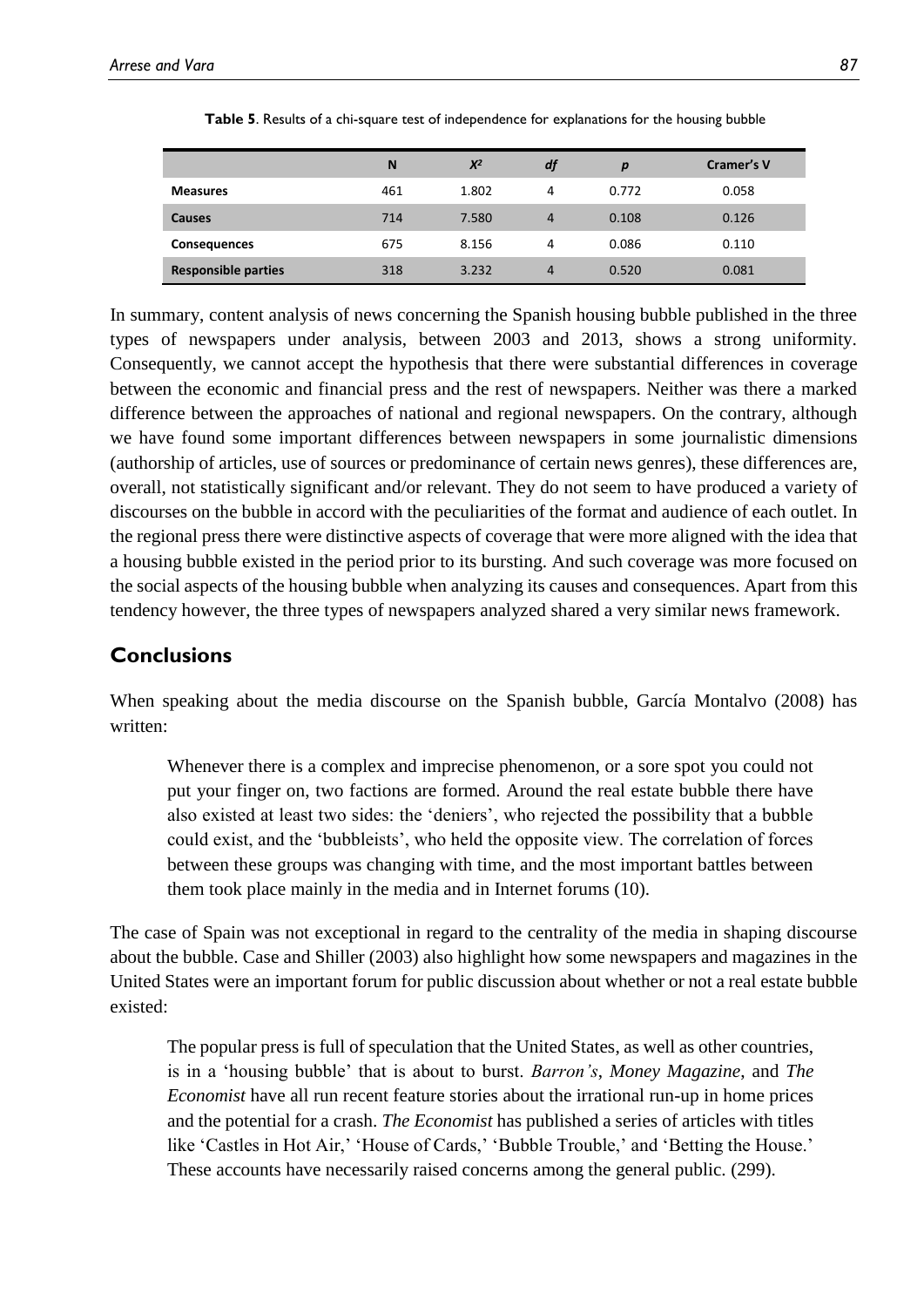**Table 5**. Results of a chi-square test of independence for explanations for the housing bubble

| | N | $X^2$ | *df* | *p* | Cramer's V |
|---|---|---|---|---|---|
| **Measures** | 461 | 1.802 | 4 | 0.772 | 0.058 |
| **Causes** | 714 | 7.580 | 4 | 0.108 | 0.126 |
| **Consequences** | 675 | 8.156 | 4 | 0.086 | 0.110 |
| **Responsible parties** | 318 | 3.232 | 4 | 0.520 | 0.081 |

In summary, content analysis of news concerning the Spanish housing bubble published in the three types of newspapers under analysis, between 2003 and 2013, shows a strong uniformity. Consequently, we cannot accept the hypothesis that there were substantial differences in coverage between the economic and financial press and the rest of newspapers. Neither was there a marked difference between the approaches of national and regional newspapers. On the contrary, although we have found some important differences between newspapers in some journalistic dimensions (authorship of articles, use of sources or predominance of certain news genres), these differences are, overall, not statistically significant and/or relevant. They do not seem to have produced a variety of discourses on the bubble in accord with the peculiarities of the format and audience of each outlet. In the regional press there were distinctive aspects of coverage that were more aligned with the idea that a housing bubble existed in the period prior to its bursting. And such coverage was more focused on the social aspects of the housing bubble when analyzing its causes and consequences. Apart from this tendency however, the three types of newspapers analyzed shared a very similar news framework.

## Conclusions

When speaking about the media discourse on the Spanish bubble, García Montalvo (2008) has written:

> Whenever there is a complex and imprecise phenomenon, or a sore spot you could not put your finger on, two factions are formed. Around the real estate bubble there have also existed at least two sides: the 'deniers', who rejected the possibility that a bubble could exist, and the 'bubbleists', who held the opposite view. The correlation of forces between these groups was changing with time, and the most important battles between them took place mainly in the media and in Internet forums (10).

The case of Spain was not exceptional in regard to the centrality of the media in shaping discourse about the bubble. Case and Shiller (2003) also highlight how some newspapers and magazines in the United States were an important forum for public discussion about whether or not a real estate bubble existed:

> The popular press is full of speculation that the United States, as well as other countries, is in a 'housing bubble' that is about to burst. *Barron's*, *Money Magazine*, and *The Economist* have all run recent feature stories about the irrational run-up in home prices and the potential for a crash. *The Economist* has published a series of articles with titles like 'Castles in Hot Air,' 'House of Cards,' 'Bubble Trouble,' and 'Betting the House.' These accounts have necessarily raised concerns among the general public. (299).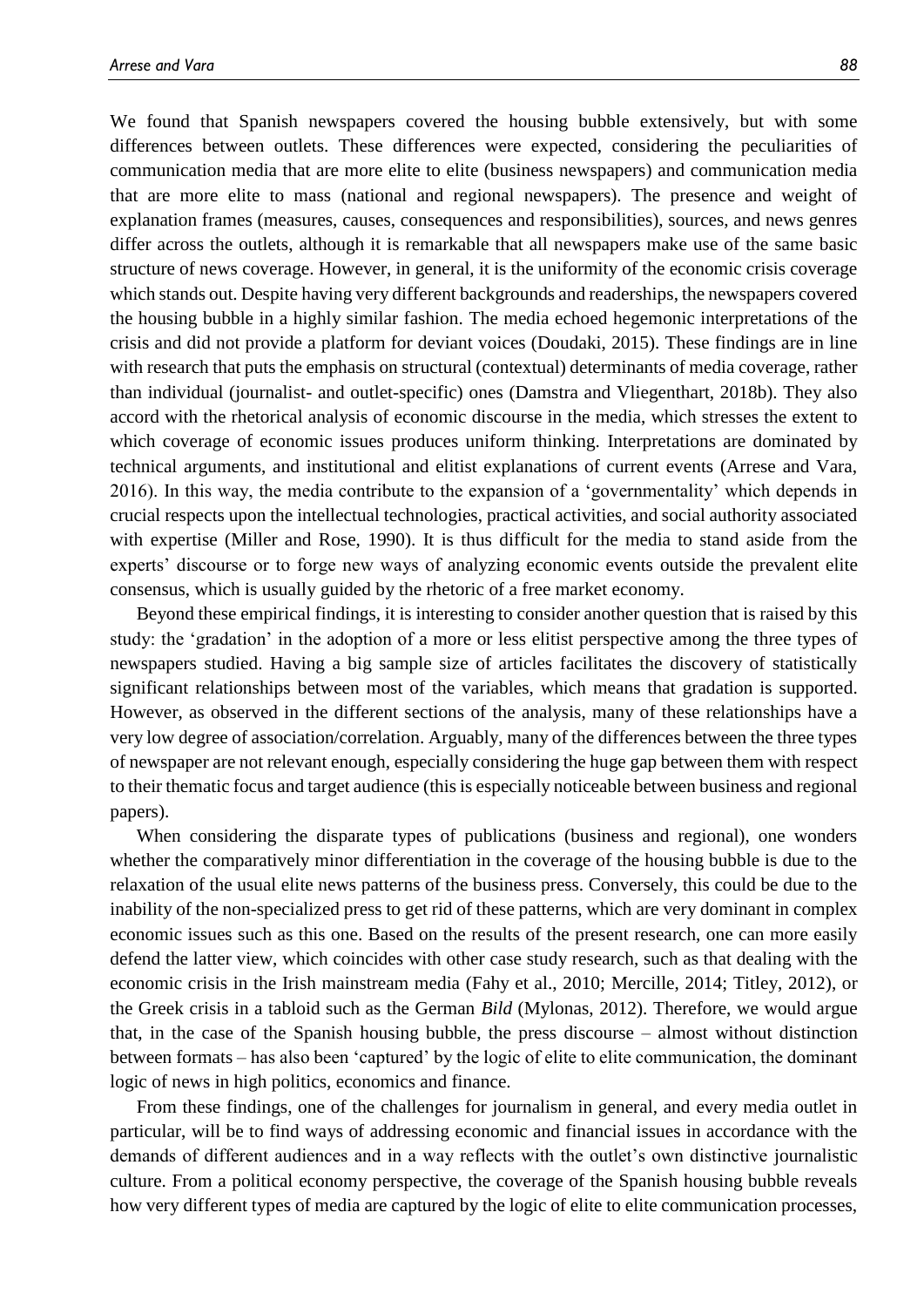We found that Spanish newspapers covered the housing bubble extensively, but with some differences between outlets. These differences were expected, considering the peculiarities of communication media that are more elite to elite (business newspapers) and communication media that are more elite to mass (national and regional newspapers). The presence and weight of explanation frames (measures, causes, consequences and responsibilities), sources, and news genres differ across the outlets, although it is remarkable that all newspapers make use of the same basic structure of news coverage. However, in general, it is the uniformity of the economic crisis coverage which stands out. Despite having very different backgrounds and readerships, the newspapers covered the housing bubble in a highly similar fashion. The media echoed hegemonic interpretations of the crisis and did not provide a platform for deviant voices (Doudaki, 2015). These findings are in line with research that puts the emphasis on structural (contextual) determinants of media coverage, rather than individual (journalist- and outlet-specific) ones (Damstra and Vliegenthart, 2018b). They also accord with the rhetorical analysis of economic discourse in the media, which stresses the extent to which coverage of economic issues produces uniform thinking. Interpretations are dominated by technical arguments, and institutional and elitist explanations of current events (Arrese and Vara, 2016). In this way, the media contribute to the expansion of a 'governmentality' which depends in crucial respects upon the intellectual technologies, practical activities, and social authority associated with expertise (Miller and Rose, 1990). It is thus difficult for the media to stand aside from the experts' discourse or to forge new ways of analyzing economic events outside the prevalent elite consensus, which is usually guided by the rhetoric of a free market economy.

Beyond these empirical findings, it is interesting to consider another question that is raised by this study: the 'gradation' in the adoption of a more or less elitist perspective among the three types of newspapers studied. Having a big sample size of articles facilitates the discovery of statistically significant relationships between most of the variables, which means that gradation is supported. However, as observed in the different sections of the analysis, many of these relationships have a very low degree of association/correlation. Arguably, many of the differences between the three types of newspaper are not relevant enough, especially considering the huge gap between them with respect to their thematic focus and target audience (this is especially noticeable between business and regional papers).

When considering the disparate types of publications (business and regional), one wonders whether the comparatively minor differentiation in the coverage of the housing bubble is due to the relaxation of the usual elite news patterns of the business press. Conversely, this could be due to the inability of the non-specialized press to get rid of these patterns, which are very dominant in complex economic issues such as this one. Based on the results of the present research, one can more easily defend the latter view, which coincides with other case study research, such as that dealing with the economic crisis in the Irish mainstream media (Fahy et al., 2010; Mercille, 2014; Titley, 2012), or the Greek crisis in a tabloid such as the German *Bild* (Mylonas, 2012). Therefore, we would argue that, in the case of the Spanish housing bubble, the press discourse – almost without distinction between formats – has also been 'captured' by the logic of elite to elite communication, the dominant logic of news in high politics, economics and finance.

From these findings, one of the challenges for journalism in general, and every media outlet in particular, will be to find ways of addressing economic and financial issues in accordance with the demands of different audiences and in a way reflects with the outlet's own distinctive journalistic culture. From a political economy perspective, the coverage of the Spanish housing bubble reveals how very different types of media are captured by the logic of elite to elite communication processes,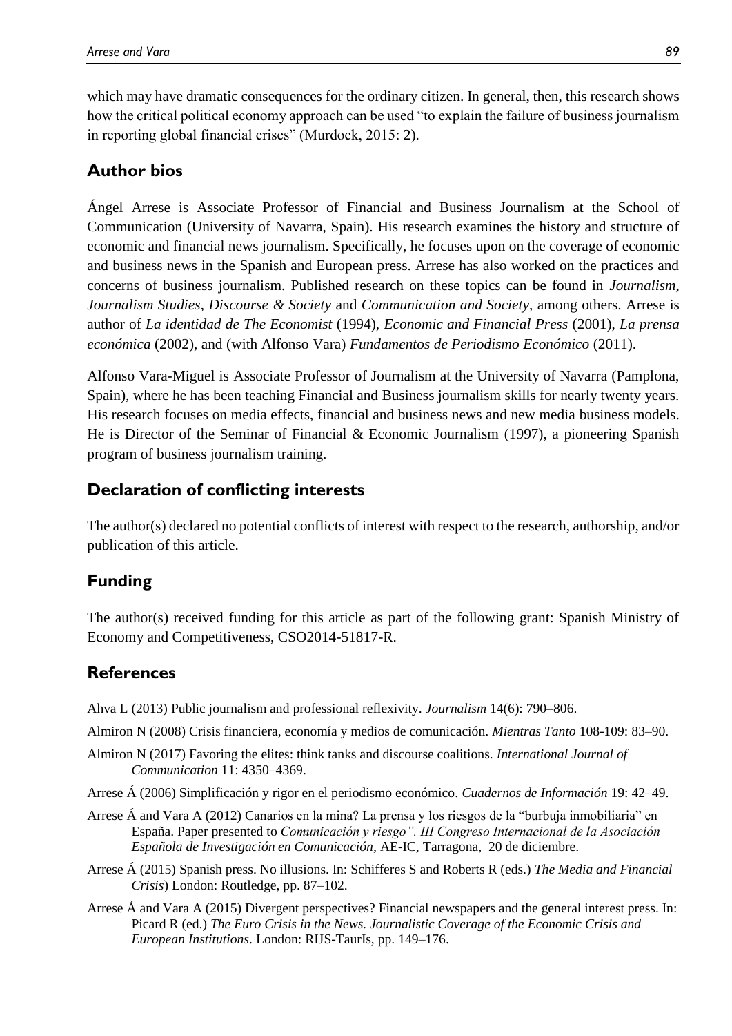which may have dramatic consequences for the ordinary citizen. In general, then, this research shows how the critical political economy approach can be used "to explain the failure of business journalism in reporting global financial crises" (Murdock, 2015: 2).

## Author bios

Ángel Arrese is Associate Professor of Financial and Business Journalism at the School of Communication (University of Navarra, Spain). His research examines the history and structure of economic and financial news journalism. Specifically, he focuses upon on the coverage of economic and business news in the Spanish and European press. Arrese has also worked on the practices and concerns of business journalism. Published research on these topics can be found in *Journalism*, *Journalism Studies*, *Discourse & Society* and *Communication and Society*, among others. Arrese is author of *La identidad de The Economist* (1994), *Economic and Financial Press* (2001), *La prensa económica* (2002), and (with Alfonso Vara) *Fundamentos de Periodismo Económico* (2011).

Alfonso Vara-Miguel is Associate Professor of Journalism at the University of Navarra (Pamplona, Spain), where he has been teaching Financial and Business journalism skills for nearly twenty years. His research focuses on media effects, financial and business news and new media business models. He is Director of the Seminar of Financial & Economic Journalism (1997), a pioneering Spanish program of business journalism training.

## Declaration of conflicting interests

The author(s) declared no potential conflicts of interest with respect to the research, authorship, and/or publication of this article.

## Funding

The author(s) received funding for this article as part of the following grant: Spanish Ministry of Economy and Competitiveness, CSO2014-51817-R.

## References

Ahva L (2013) Public journalism and professional reflexivity. *Journalism* 14(6): 790–806.

Almiron N (2008) Crisis financiera, economía y medios de comunicación. *Mientras Tanto* 108-109: 83–90.

Almiron N (2017) Favoring the elites: think tanks and discourse coalitions. *International Journal of Communication* 11: 4350–4369.

Arrese Á (2006) Simplificación y rigor en el periodismo económico. *Cuadernos de Información* 19: 42–49.

Arrese Á and Vara A (2012) Canarios en la mina? La prensa y los riesgos de la "burbuja inmobiliaria" en España. Paper presented to *Comunicación y riesgo". III Congreso Internacional de la Asociación Española de Investigación en Comunicación*, AE-IC, Tarragona, 20 de diciembre.

Arrese Á (2015) Spanish press. No illusions. In: Schifferes S and Roberts R (eds.) *The Media and Financial Crisis*) London: Routledge, pp. 87–102.

Arrese Á and Vara A (2015) Divergent perspectives? Financial newspapers and the general interest press. In: Picard R (ed.) *The Euro Crisis in the News. Journalistic Coverage of the Economic Crisis and European Institutions*. London: RIJS-TaurIs, pp. 149–176.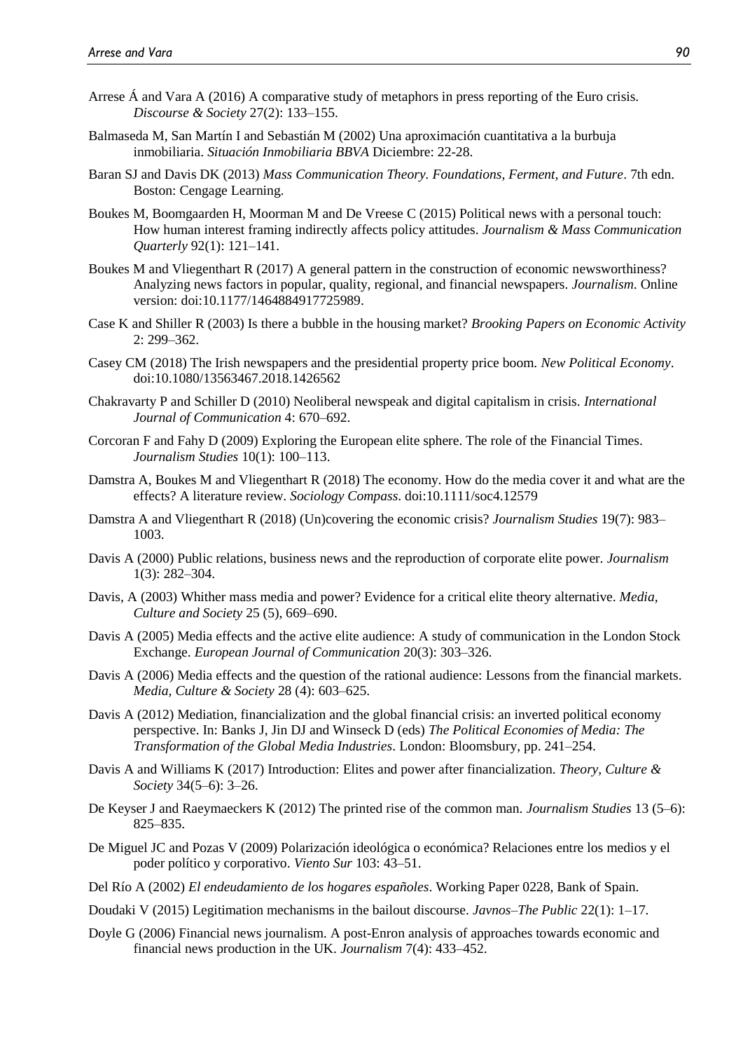Arrese Á and Vara A (2016) A comparative study of metaphors in press reporting of the Euro crisis. *Discourse & Society* 27(2): 133–155.

Balmaseda M, San Martín I and Sebastián M (2002) Una aproximación cuantitativa a la burbuja inmobiliaria. *Situación Inmobiliaria BBVA* Diciembre: 22-28.

Baran SJ and Davis DK (2013) *Mass Communication Theory. Foundations, Ferment, and Future*. 7th edn. Boston: Cengage Learning.

Boukes M, Boomgaarden H, Moorman M and De Vreese C (2015) Political news with a personal touch: How human interest framing indirectly affects policy attitudes. *Journalism & Mass Communication Quarterly* 92(1): 121–141.

Boukes M and Vliegenthart R (2017) A general pattern in the construction of economic newsworthiness? Analyzing news factors in popular, quality, regional, and financial newspapers. *Journalism*. Online version: doi:10.1177/1464884917725989.

Case K and Shiller R (2003) Is there a bubble in the housing market? *Brooking Papers on Economic Activity* 2: 299–362.

Casey CM (2018) The Irish newspapers and the presidential property price boom. *New Political Economy*. doi:10.1080/13563467.2018.1426562

Chakravarty P and Schiller D (2010) Neoliberal newspeak and digital capitalism in crisis. *International Journal of Communication* 4: 670–692.

Corcoran F and Fahy D (2009) Exploring the European elite sphere. The role of the Financial Times. *Journalism Studies* 10(1): 100–113.

Damstra A, Boukes M and Vliegenthart R (2018) The economy. How do the media cover it and what are the effects? A literature review. *Sociology Compass*. doi:10.1111/soc4.12579

Damstra A and Vliegenthart R (2018) (Un)covering the economic crisis? *Journalism Studies* 19(7): 983–1003.

Davis A (2000) Public relations, business news and the reproduction of corporate elite power. *Journalism* 1(3): 282–304.

Davis, A (2003) Whither mass media and power? Evidence for a critical elite theory alternative. *Media, Culture and Society* 25 (5), 669–690.

Davis A (2005) Media effects and the active elite audience: A study of communication in the London Stock Exchange. *European Journal of Communication* 20(3): 303–326.

Davis A (2006) Media effects and the question of the rational audience: Lessons from the financial markets. *Media, Culture & Society* 28 (4): 603–625.

Davis A (2012) Mediation, financialization and the global financial crisis: an inverted political economy perspective. In: Banks J, Jin DJ and Winseck D (eds) *The Political Economies of Media: The Transformation of the Global Media Industries*. London: Bloomsbury, pp. 241–254.

Davis A and Williams K (2017) Introduction: Elites and power after financialization. *Theory, Culture & Society* 34(5–6): 3–26.

De Keyser J and Raeymaeckers K (2012) The printed rise of the common man. *Journalism Studies* 13 (5–6): 825–835.

De Miguel JC and Pozas V (2009) Polarización ideológica o económica? Relaciones entre los medios y el poder político y corporativo. *Viento Sur* 103: 43–51.

Del Río A (2002) *El endeudamiento de los hogares españoles*. Working Paper 0228, Bank of Spain.

Doudaki V (2015) Legitimation mechanisms in the bailout discourse. *Javnos–The Public* 22(1): 1–17.

Doyle G (2006) Financial news journalism. A post-Enron analysis of approaches towards economic and financial news production in the UK. *Journalism* 7(4): 433–452.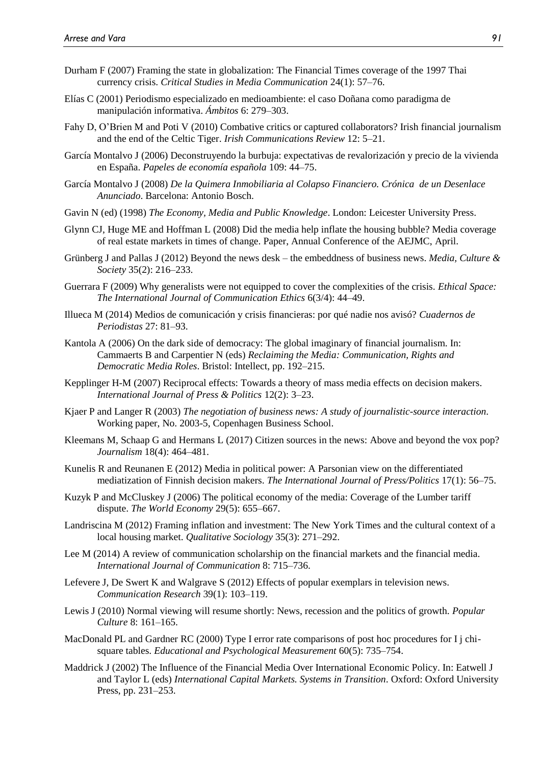Durham F (2007) Framing the state in globalization: The Financial Times coverage of the 1997 Thai currency crisis. *Critical Studies in Media Communication* 24(1): 57–76.

Elías C (2001) Periodismo especializado en medioambiente: el caso Doñana como paradigma de manipulación informativa. *Ámbitos* 6: 279–303.

Fahy D, O'Brien M and Poti V (2010) Combative critics or captured collaborators? Irish financial journalism and the end of the Celtic Tiger. *Irish Communications Review* 12: 5–21.

García Montalvo J (2006) Deconstruyendo la burbuja: expectativas de revalorización y precio de la vivienda en España. *Papeles de economía española* 109: 44–75.

García Montalvo J (2008) *De la Quimera Inmobiliaria al Colapso Financiero. Crónica de un Desenlace Anunciado*. Barcelona: Antonio Bosch.

Gavin N (ed) (1998) *The Economy, Media and Public Knowledge*. London: Leicester University Press.

Glynn CJ, Huge ME and Hoffman L (2008) Did the media help inflate the housing bubble? Media coverage of real estate markets in times of change. Paper, Annual Conference of the AEJMC, April.

Grünberg J and Pallas J (2012) Beyond the news desk – the embeddness of business news. *Media, Culture & Society* 35(2): 216–233.

Guerrara F (2009) Why generalists were not equipped to cover the complexities of the crisis. *Ethical Space: The International Journal of Communication Ethics* 6(3/4): 44–49.

Illueca M (2014) Medios de comunicación y crisis financieras: por qué nadie nos avisó? *Cuadernos de Periodistas* 27: 81–93.

Kantola A (2006) On the dark side of democracy: The global imaginary of financial journalism. In: Cammaerts B and Carpentier N (eds) *Reclaiming the Media: Communication, Rights and Democratic Media Roles*. Bristol: Intellect, pp. 192–215.

Kepplinger H-M (2007) Reciprocal effects: Towards a theory of mass media effects on decision makers. *International Journal of Press & Politics* 12(2): 3–23.

Kjaer P and Langer R (2003) *The negotiation of business news: A study of journalistic-source interaction*. Working paper, No. 2003-5, Copenhagen Business School.

Kleemans M, Schaap G and Hermans L (2017) Citizen sources in the news: Above and beyond the vox pop? *Journalism* 18(4): 464–481.

Kunelis R and Reunanen E (2012) Media in political power: A Parsonian view on the differentiated mediatization of Finnish decision makers. *The International Journal of Press/Politics* 17(1): 56–75.

Kuzyk P and McCluskey J (2006) The political economy of the media: Coverage of the Lumber tariff dispute. *The World Economy* 29(5): 655–667.

Landriscina M (2012) Framing inflation and investment: The New York Times and the cultural context of a local housing market. *Qualitative Sociology* 35(3): 271–292.

Lee M (2014) A review of communication scholarship on the financial markets and the financial media. *International Journal of Communication* 8: 715–736.

Lefevere J, De Swert K and Walgrave S (2012) Effects of popular exemplars in television news. *Communication Research* 39(1): 103–119.

Lewis J (2010) Normal viewing will resume shortly: News, recession and the politics of growth. *Popular Culture* 8: 161–165.

MacDonald PL and Gardner RC (2000) Type I error rate comparisons of post hoc procedures for I j chi-square tables. *Educational and Psychological Measurement* 60(5): 735–754.

Maddrick J (2002) The Influence of the Financial Media Over International Economic Policy. In: Eatwell J and Taylor L (eds) *International Capital Markets. Systems in Transition*. Oxford: Oxford University Press, pp. 231–253.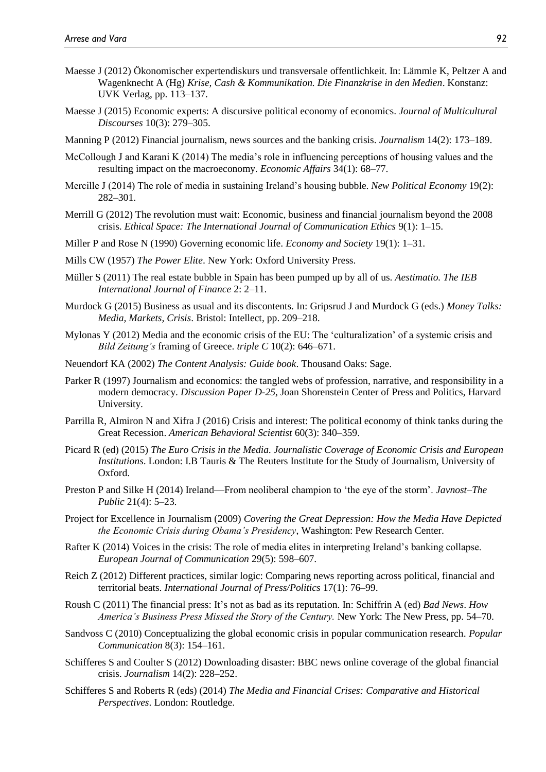Maesse J (2012) Ökonomischer expertendiskurs und transversale offentlichkeit. In: Lämmle K, Peltzer A and Wagenknecht A (Hg) *Krise, Cash & Kommunikation. Die Finanzkrise in den Medien*. Konstanz: UVK Verlag, pp. 113–137.

Maesse J (2015) Economic experts: A discursive political economy of economics. *Journal of Multicultural Discourses* 10(3): 279–305.

Manning P (2012) Financial journalism, news sources and the banking crisis. *Journalism* 14(2): 173–189.

McCollough J and Karani K (2014) The media's role in influencing perceptions of housing values and the resulting impact on the macroeconomy. *Economic Affairs* 34(1): 68–77.

Mercille J (2014) The role of media in sustaining Ireland's housing bubble. *New Political Economy* 19(2): 282–301.

Merrill G (2012) The revolution must wait: Economic, business and financial journalism beyond the 2008 crisis. *Ethical Space: The International Journal of Communication Ethics* 9(1): 1–15.

Miller P and Rose N (1990) Governing economic life. *Economy and Society* 19(1): 1–31.

Mills CW (1957) *The Power Elite*. New York: Oxford University Press.

Müller S (2011) The real estate bubble in Spain has been pumped up by all of us. *Aestimatio. The IEB International Journal of Finance* 2: 2–11.

Murdock G (2015) Business as usual and its discontents. In: Gripsrud J and Murdock G (eds.) *Money Talks: Media, Markets, Crisis*. Bristol: Intellect, pp. 209–218.

Mylonas Y (2012) Media and the economic crisis of the EU: The 'culturalization' of a systemic crisis and *Bild Zeitung's* framing of Greece. *triple C* 10(2): 646–671.

Neuendorf KA (2002) *The Content Analysis: Guide book*. Thousand Oaks: Sage.

Parker R (1997) Journalism and economics: the tangled webs of profession, narrative, and responsibility in a modern democracy. *Discussion Paper D-25*, Joan Shorenstein Center of Press and Politics, Harvard University.

Parrilla R, Almiron N and Xifra J (2016) Crisis and interest: The political economy of think tanks during the Great Recession. *American Behavioral Scientist* 60(3): 340–359.

Picard R (ed) (2015) *The Euro Crisis in the Media. Journalistic Coverage of Economic Crisis and European Institutions*. London: I.B Tauris & The Reuters Institute for the Study of Journalism, University of Oxford.

Preston P and Silke H (2014) Ireland—From neoliberal champion to 'the eye of the storm'. *Javnost–The Public* 21(4): 5–23.

Project for Excellence in Journalism (2009) *Covering the Great Depression: How the Media Have Depicted the Economic Crisis during Obama's Presidency*, Washington: Pew Research Center.

Rafter K (2014) Voices in the crisis: The role of media elites in interpreting Ireland's banking collapse. *European Journal of Communication* 29(5): 598–607.

Reich Z (2012) Different practices, similar logic: Comparing news reporting across political, financial and territorial beats. *International Journal of Press/Politics* 17(1): 76–99.

Roush C (2011) The financial press: It's not as bad as its reputation. In: Schiffrin A (ed) *Bad News*. *How America's Business Press Missed the Story of the Century.* New York: The New Press, pp. 54–70.

Sandvoss C (2010) Conceptualizing the global economic crisis in popular communication research. *Popular Communication* 8(3): 154–161.

Schifferes S and Coulter S (2012) Downloading disaster: BBC news online coverage of the global financial crisis. *Journalism* 14(2): 228–252.

Schifferes S and Roberts R (eds) (2014) *The Media and Financial Crises: Comparative and Historical Perspectives*. London: Routledge.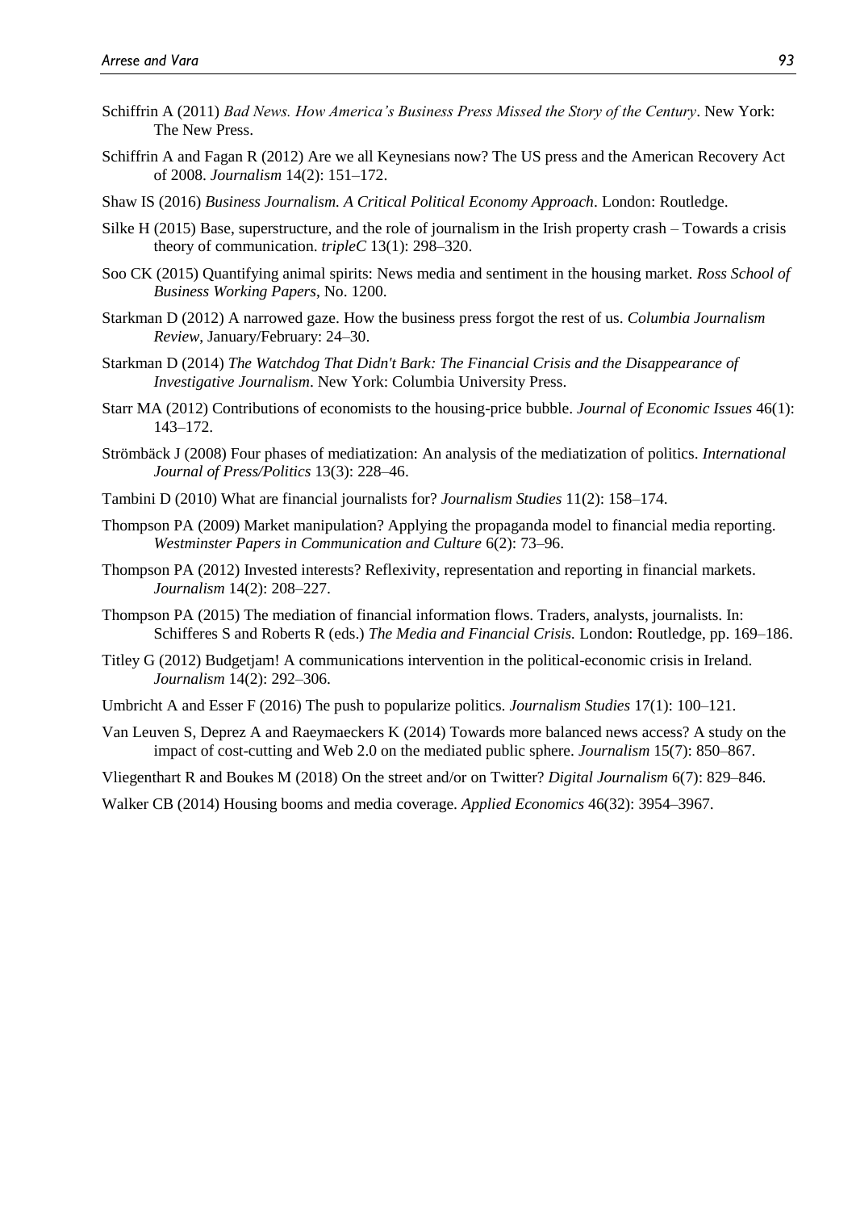Schiffrin A (2011) *Bad News. How America's Business Press Missed the Story of the Century*. New York: The New Press.

Schiffrin A and Fagan R (2012) Are we all Keynesians now? The US press and the American Recovery Act of 2008. *Journalism* 14(2): 151–172.

Shaw IS (2016) *Business Journalism. A Critical Political Economy Approach*. London: Routledge.

Silke H (2015) Base, superstructure, and the role of journalism in the Irish property crash – Towards a crisis theory of communication. *tripleC* 13(1): 298–320.

Soo CK (2015) Quantifying animal spirits: News media and sentiment in the housing market. *Ross School of Business Working Papers*, No. 1200.

Starkman D (2012) A narrowed gaze. How the business press forgot the rest of us. *Columbia Journalism Review*, January/February: 24–30.

Starkman D (2014) *The Watchdog That Didn't Bark: The Financial Crisis and the Disappearance of Investigative Journalism*. New York: Columbia University Press.

Starr MA (2012) Contributions of economists to the housing-price bubble. *Journal of Economic Issues* 46(1): 143–172.

Strömbäck J (2008) Four phases of mediatization: An analysis of the mediatization of politics. *International Journal of Press/Politics* 13(3): 228–46.

Tambini D (2010) What are financial journalists for? *Journalism Studies* 11(2): 158–174.

Thompson PA (2009) Market manipulation? Applying the propaganda model to financial media reporting. *Westminster Papers in Communication and Culture* 6(2): 73–96.

Thompson PA (2012) Invested interests? Reflexivity, representation and reporting in financial markets. *Journalism* 14(2): 208–227.

Thompson PA (2015) The mediation of financial information flows. Traders, analysts, journalists. In: Schifferes S and Roberts R (eds.) *The Media and Financial Crisis.* London: Routledge, pp. 169–186.

Titley G (2012) Budgetjam! A communications intervention in the political-economic crisis in Ireland. *Journalism* 14(2): 292–306.

Umbricht A and Esser F (2016) The push to popularize politics. *Journalism Studies* 17(1): 100–121.

Van Leuven S, Deprez A and Raeymaeckers K (2014) Towards more balanced news access? A study on the impact of cost-cutting and Web 2.0 on the mediated public sphere. *Journalism* 15(7): 850–867.

Vliegenthart R and Boukes M (2018) On the street and/or on Twitter? *Digital Journalism* 6(7): 829–846.

Walker CB (2014) Housing booms and media coverage. *Applied Economics* 46(32): 3954–3967.